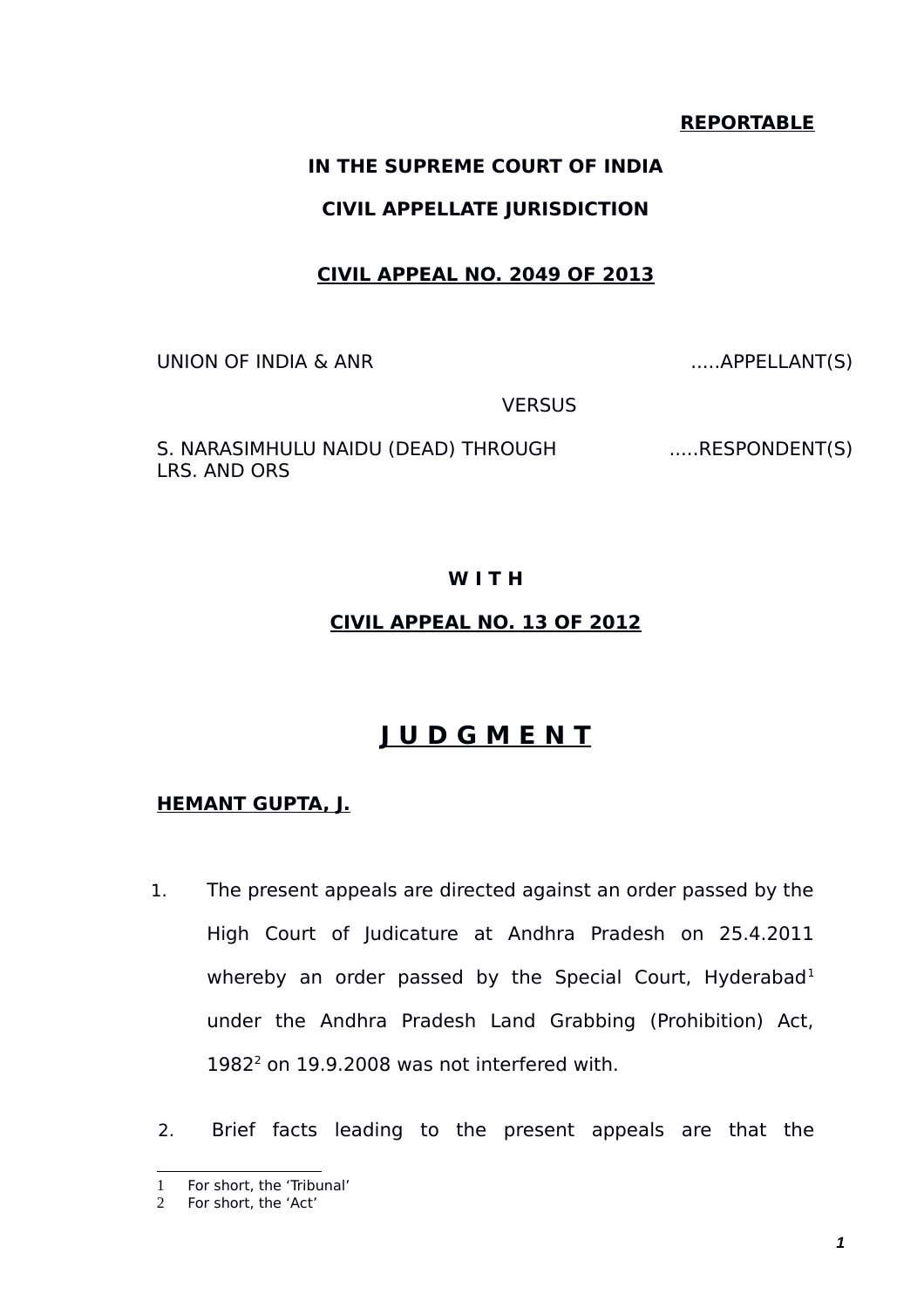**REPORTABLE**

**IN THE SUPREME COURT OF INDIA**

**CIVIL APPELLATE JURISDICTION**

**CIVIL APPEAL NO. 2049 OF 2013**

UNION OF INDIA & ANR .....APPELLANT(S)

VERSUS

S. NARASIMHULU NAIDU (DEAD) THROUGH LRS. AND ORS .....RESPONDENT(S)

**W I T H**

**CIVIL APPEAL NO. 13 OF 2012**

# J U D G M E N T

**HEMANT GUPTA, J.**

1. The present appeals are directed against an order passed by the High Court of Judicature at Andhra Pradesh on 25.4.2011 whereby an order passed by the Special Court, Hyderabad[1] under the Andhra Pradesh Land Grabbing (Prohibition) Act, 1982[2] on 19.9.2008 was not interfered with.

2. Brief facts leading to the present appeals are that the

---

1 For short, the 'Tribunal'

2 For short, the 'Act'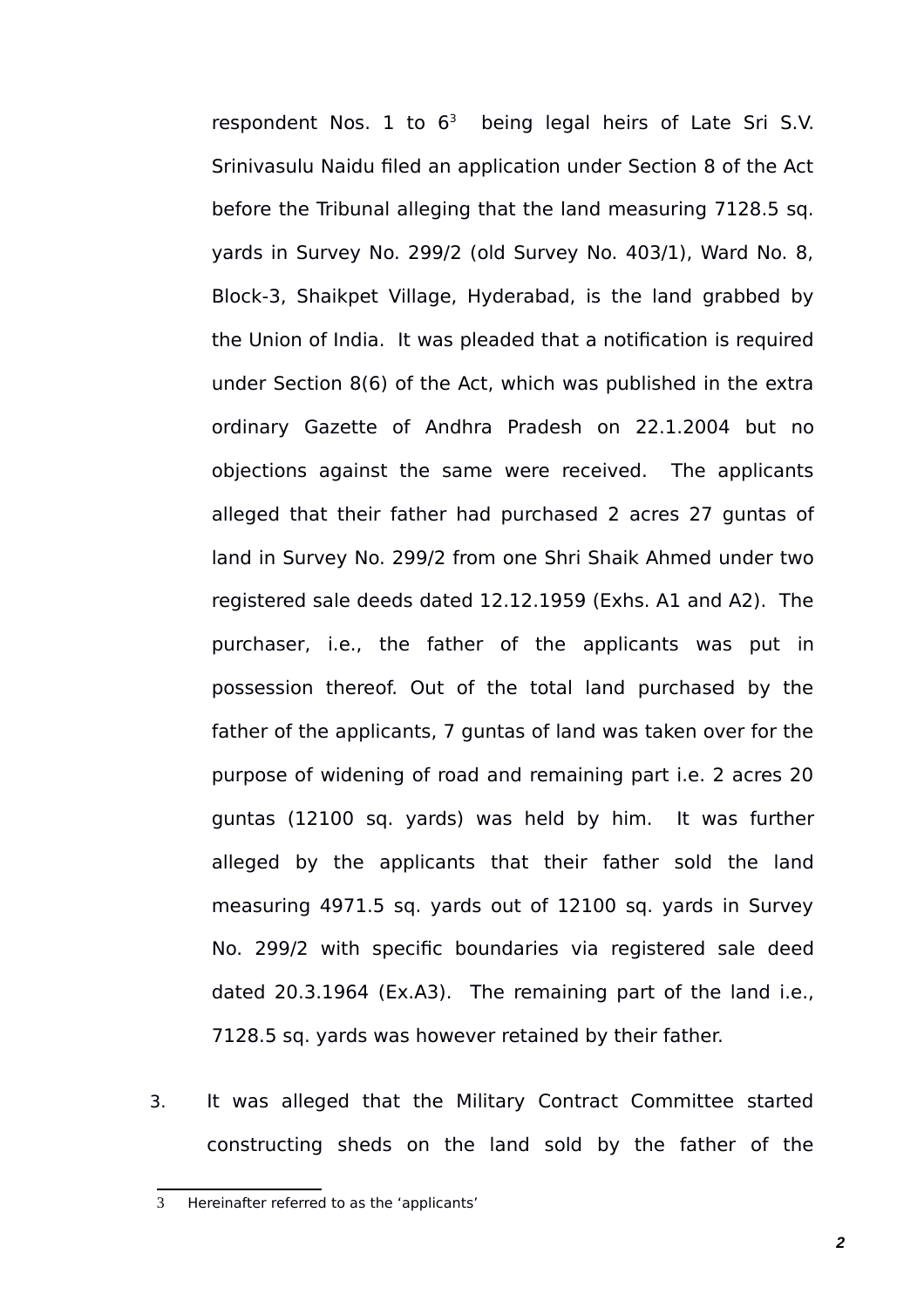respondent Nos. 1 to 6[3] being legal heirs of Late Sri S.V. Srinivasulu Naidu filed an application under Section 8 of the Act before the Tribunal alleging that the land measuring 7128.5 sq. yards in Survey No. 299/2 (old Survey No. 403/1), Ward No. 8, Block-3, Shaikpet Village, Hyderabad, is the land grabbed by the Union of India. It was pleaded that a notification is required under Section 8(6) of the Act, which was published in the extra ordinary Gazette of Andhra Pradesh on 22.1.2004 but no objections against the same were received. The applicants alleged that their father had purchased 2 acres 27 guntas of land in Survey No. 299/2 from one Shri Shaik Ahmed under two registered sale deeds dated 12.12.1959 (Exhs. A1 and A2). The purchaser, i.e., the father of the applicants was put in possession thereof. Out of the total land purchased by the father of the applicants, 7 guntas of land was taken over for the purpose of widening of road and remaining part i.e. 2 acres 20 guntas (12100 sq. yards) was held by him. It was further alleged by the applicants that their father sold the land measuring 4971.5 sq. yards out of 12100 sq. yards in Survey No. 299/2 with specific boundaries via registered sale deed dated 20.3.1964 (Ex.A3). The remaining part of the land i.e., 7128.5 sq. yards was however retained by their father.

3. It was alleged that the Military Contract Committee started constructing sheds on the land sold by the father of the

[3] Hereinafter referred to as the 'applicants'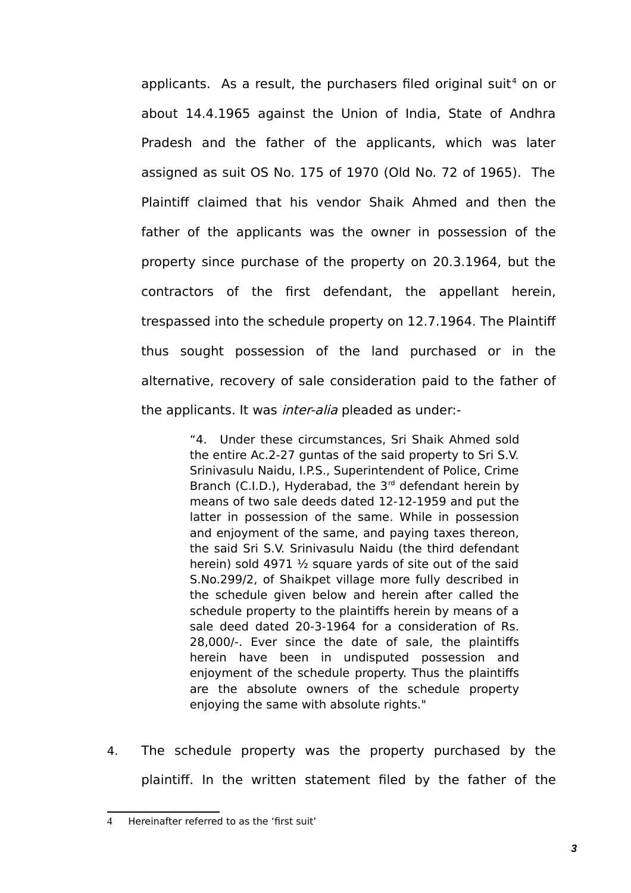applicants. As a result, the purchasers filed original suit[4] on or about 14.4.1965 against the Union of India, State of Andhra Pradesh and the father of the applicants, which was later assigned as suit OS No. 175 of 1970 (Old No. 72 of 1965). The Plaintiff claimed that his vendor Shaik Ahmed and then the father of the applicants was the owner in possession of the property since purchase of the property on 20.3.1964, but the contractors of the first defendant, the appellant herein, trespassed into the schedule property on 12.7.1964. The Plaintiff thus sought possession of the land purchased or in the alternative, recovery of sale consideration paid to the father of the applicants. It was *inter-alia* pleaded as under:-

> "4. Under these circumstances, Sri Shaik Ahmed sold the entire Ac.2-27 guntas of the said property to Sri S.V. Srinivasulu Naidu, I.P.S., Superintendent of Police, Crime Branch (C.I.D.), Hyderabad, the 3rd defendant herein by means of two sale deeds dated 12-12-1959 and put the latter in possession of the same. While in possession and enjoyment of the same, and paying taxes thereon, the said Sri S.V. Srinivasulu Naidu (the third defendant herein) sold 4971 ½ square yards of site out of the said S.No.299/2, of Shaikpet village more fully described in the schedule given below and herein after called the schedule property to the plaintiffs herein by means of a sale deed dated 20-3-1964 for a consideration of Rs. 28,000/-. Ever since the date of sale, the plaintiffs herein have been in undisputed possession and enjoyment of the schedule property. Thus the plaintiffs are the absolute owners of the schedule property enjoying the same with absolute rights."

4. The schedule property was the property purchased by the plaintiff. In the written statement filed by the father of the

---

[4] Hereinafter referred to as the 'first suit'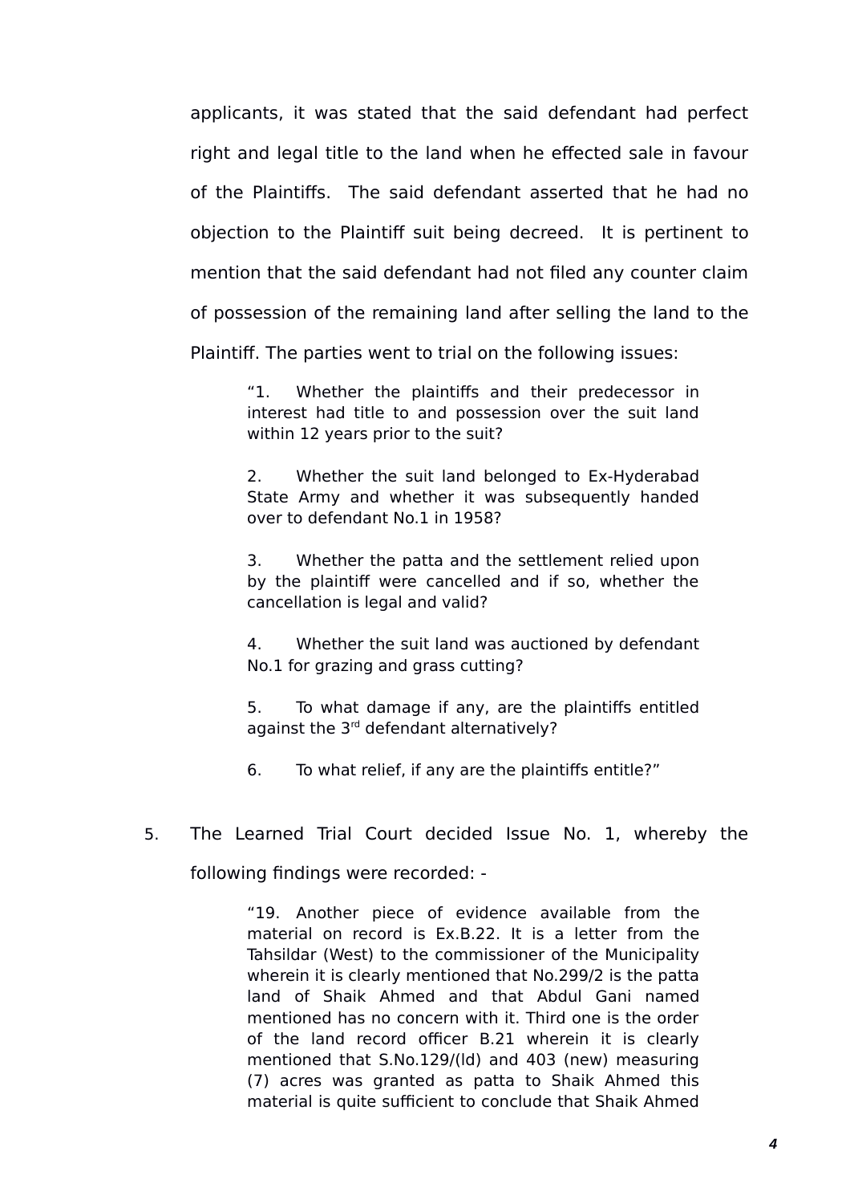applicants, it was stated that the said defendant had perfect right and legal title to the land when he effected sale in favour of the Plaintiffs. The said defendant asserted that he had no objection to the Plaintiff suit being decreed. It is pertinent to mention that the said defendant had not filed any counter claim of possession of the remaining land after selling the land to the Plaintiff. The parties went to trial on the following issues:

> "1. Whether the plaintiffs and their predecessor in interest had title to and possession over the suit land within 12 years prior to the suit?
>
> 2. Whether the suit land belonged to Ex-Hyderabad State Army and whether it was subsequently handed over to defendant No.1 in 1958?
>
> 3. Whether the patta and the settlement relied upon by the plaintiff were cancelled and if so, whether the cancellation is legal and valid?
>
> 4. Whether the suit land was auctioned by defendant No.1 for grazing and grass cutting?
>
> 5. To what damage if any, are the plaintiffs entitled against the 3rd defendant alternatively?
>
> 6. To what relief, if any are the plaintiffs entitle?"

5. The Learned Trial Court decided Issue No. 1, whereby the following findings were recorded: -

> "19. Another piece of evidence available from the material on record is Ex.B.22. It is a letter from the Tahsildar (West) to the commissioner of the Municipality wherein it is clearly mentioned that No.299/2 is the patta land of Shaik Ahmed and that Abdul Gani named mentioned has no concern with it. Third one is the order of the land record officer B.21 wherein it is clearly mentioned that S.No.129/(ld) and 403 (new) measuring (7) acres was granted as patta to Shaik Ahmed this material is quite sufficient to conclude that Shaik Ahmed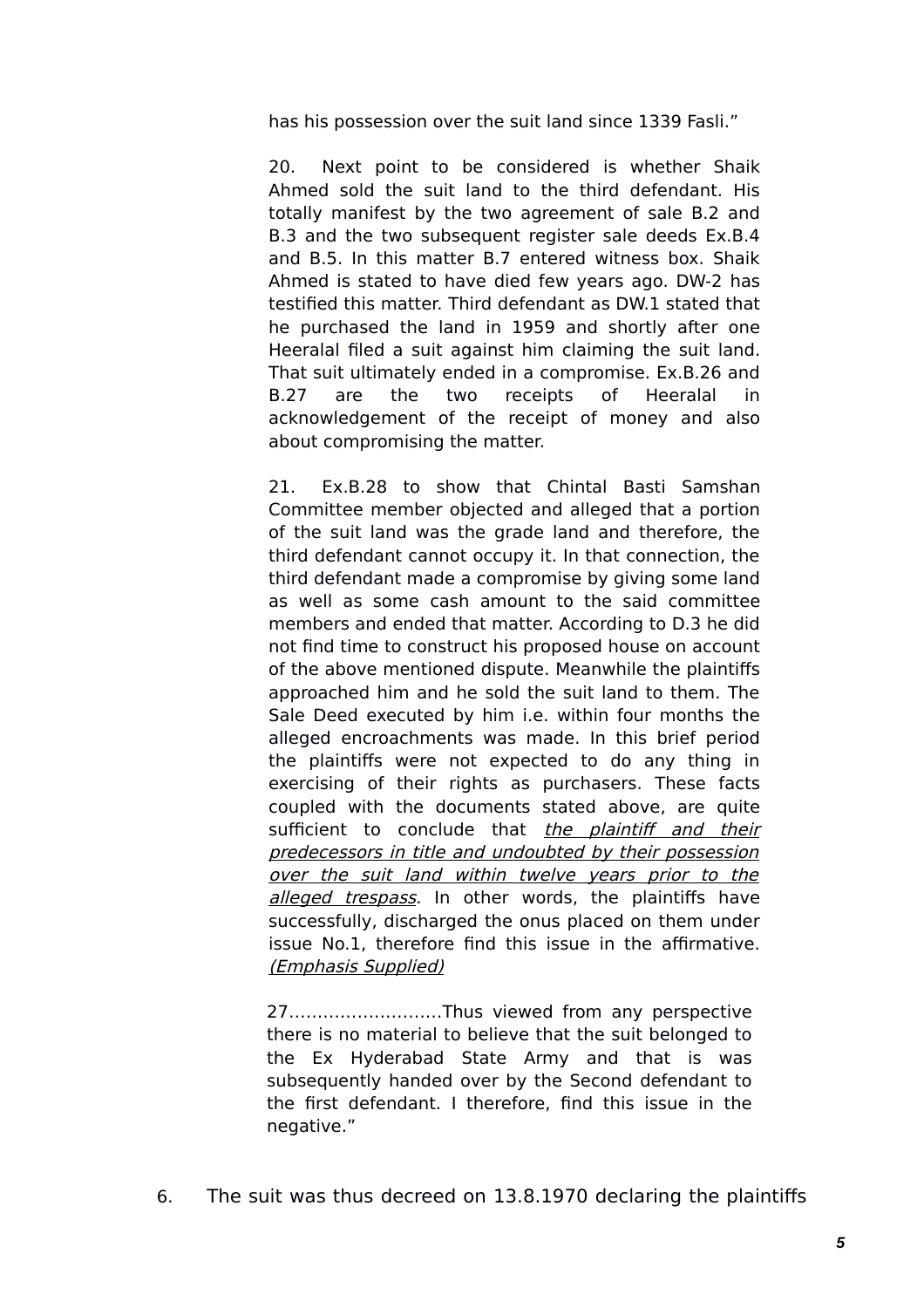has his possession over the suit land since 1339 Fasli."

20. Next point to be considered is whether Shaik Ahmed sold the suit land to the third defendant. His totally manifest by the two agreement of sale B.2 and B.3 and the two subsequent register sale deeds Ex.B.4 and B.5. In this matter B.7 entered witness box. Shaik Ahmed is stated to have died few years ago. DW-2 has testified this matter. Third defendant as DW.1 stated that he purchased the land in 1959 and shortly after one Heeralal filed a suit against him claiming the suit land. That suit ultimately ended in a compromise. Ex.B.26 and B.27 are the two receipts of Heeralal in acknowledgement of the receipt of money and also about compromising the matter.

21. Ex.B.28 to show that Chintal Basti Samshan Committee member objected and alleged that a portion of the suit land was the grade land and therefore, the third defendant cannot occupy it. In that connection, the third defendant made a compromise by giving some land as well as some cash amount to the said committee members and ended that matter. According to D.3 he did not find time to construct his proposed house on account of the above mentioned dispute. Meanwhile the plaintiffs approached him and he sold the suit land to them. The Sale Deed executed by him i.e. within four months the alleged encroachments was made. In this brief period the plaintiffs were not expected to do any thing in exercising of their rights as purchasers. These facts coupled with the documents stated above, are quite sufficient to conclude that *the plaintiff and their predecessors in title and undoubted by their possession over the suit land within twelve years prior to the alleged trespass*. In other words, the plaintiffs have successfully, discharged the onus placed on them under issue No.1, therefore find this issue in the affirmative. *(Emphasis Supplied)*

27………………………Thus viewed from any perspective there is no material to believe that the suit belonged to the Ex Hyderabad State Army and that is was subsequently handed over by the Second defendant to the first defendant. I therefore, find this issue in the negative."

6. The suit was thus decreed on 13.8.1970 declaring the plaintiffs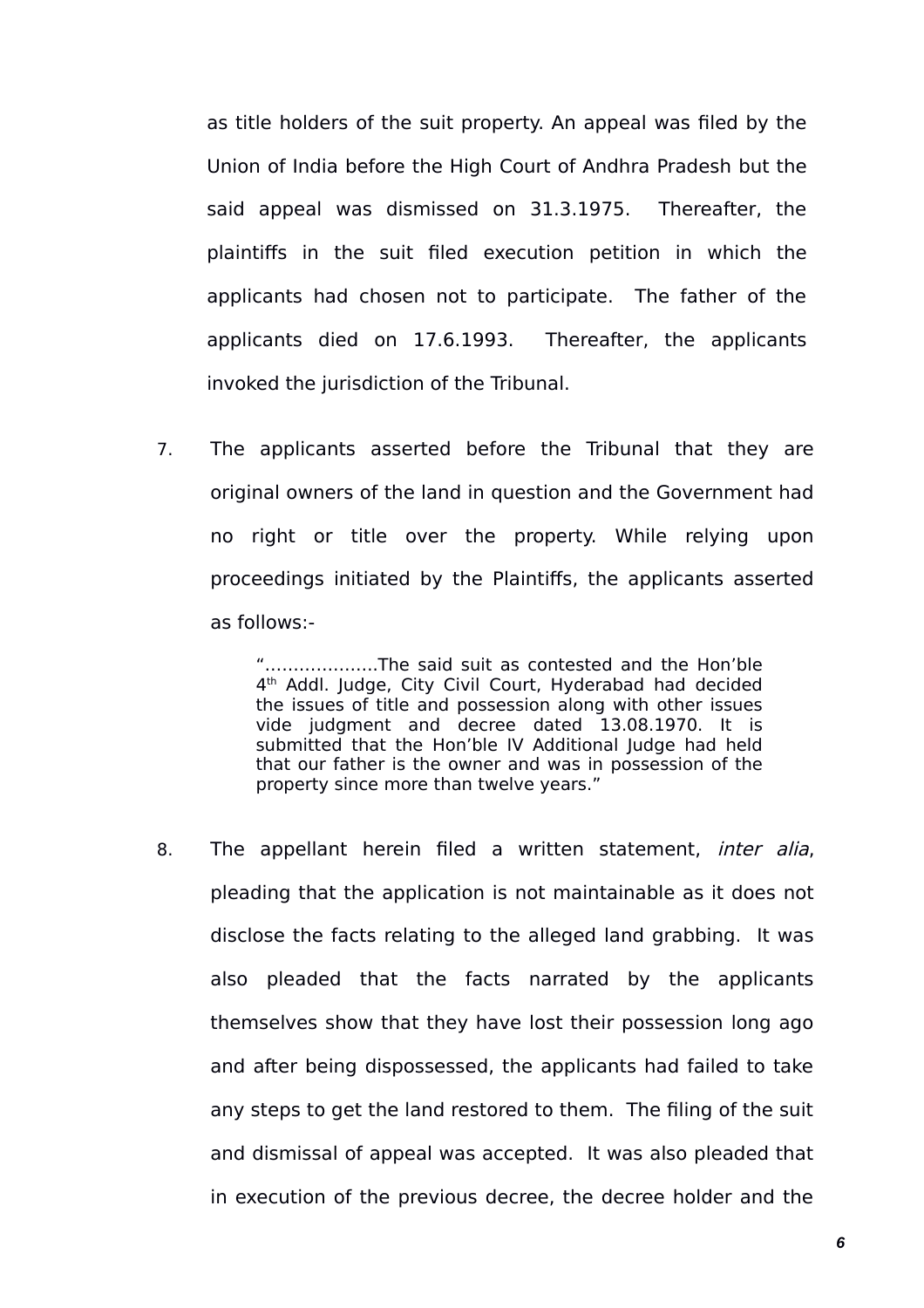as title holders of the suit property. An appeal was filed by the Union of India before the High Court of Andhra Pradesh but the said appeal was dismissed on 31.3.1975. Thereafter, the plaintiffs in the suit filed execution petition in which the applicants had chosen not to participate. The father of the applicants died on 17.6.1993. Thereafter, the applicants invoked the jurisdiction of the Tribunal.

7. The applicants asserted before the Tribunal that they are original owners of the land in question and the Government had no right or title over the property. While relying upon proceedings initiated by the Plaintiffs, the applicants asserted as follows:-

> "………………..The said suit as contested and the Hon'ble 4th Addl. Judge, City Civil Court, Hyderabad had decided the issues of title and possession along with other issues vide judgment and decree dated 13.08.1970. It is submitted that the Hon'ble IV Additional Judge had held that our father is the owner and was in possession of the property since more than twelve years."

8. The appellant herein filed a written statement, *inter alia*, pleading that the application is not maintainable as it does not disclose the facts relating to the alleged land grabbing. It was also pleaded that the facts narrated by the applicants themselves show that they have lost their possession long ago and after being dispossessed, the applicants had failed to take any steps to get the land restored to them. The filing of the suit and dismissal of appeal was accepted. It was also pleaded that in execution of the previous decree, the decree holder and the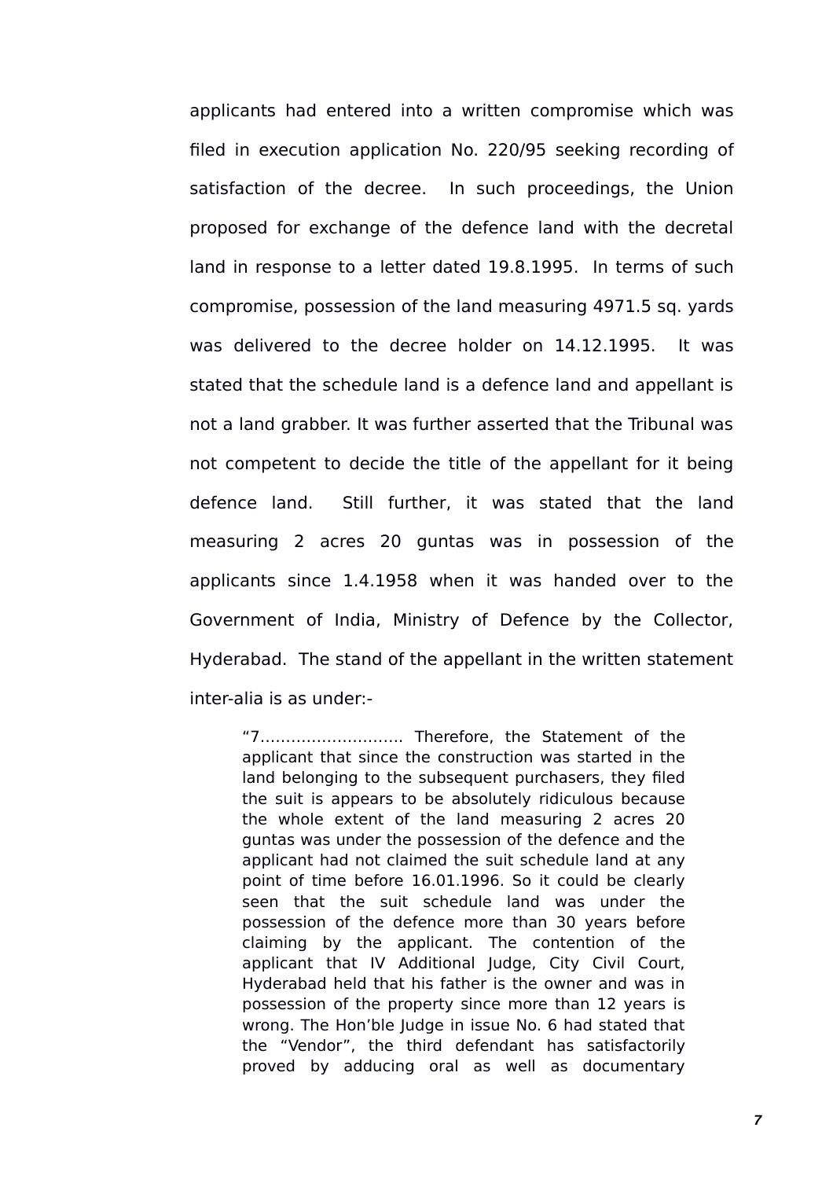applicants had entered into a written compromise which was filed in execution application No. 220/95 seeking recording of satisfaction of the decree. In such proceedings, the Union proposed for exchange of the defence land with the decretal land in response to a letter dated 19.8.1995. In terms of such compromise, possession of the land measuring 4971.5 sq. yards was delivered to the decree holder on 14.12.1995. It was stated that the schedule land is a defence land and appellant is not a land grabber. It was further asserted that the Tribunal was not competent to decide the title of the appellant for it being defence land. Still further, it was stated that the land measuring 2 acres 20 guntas was in possession of the applicants since 1.4.1958 when it was handed over to the Government of India, Ministry of Defence by the Collector, Hyderabad. The stand of the appellant in the written statement inter-alia is as under:-

> "7……………………… Therefore, the Statement of the applicant that since the construction was started in the land belonging to the subsequent purchasers, they filed the suit is appears to be absolutely ridiculous because the whole extent of the land measuring 2 acres 20 guntas was under the possession of the defence and the applicant had not claimed the suit schedule land at any point of time before 16.01.1996. So it could be clearly seen that the suit schedule land was under the possession of the defence more than 30 years before claiming by the applicant. The contention of the applicant that IV Additional Judge, City Civil Court, Hyderabad held that his father is the owner and was in possession of the property since more than 12 years is wrong. The Hon'ble Judge in issue No. 6 had stated that the "Vendor", the third defendant has satisfactorily proved by adducing oral as well as documentary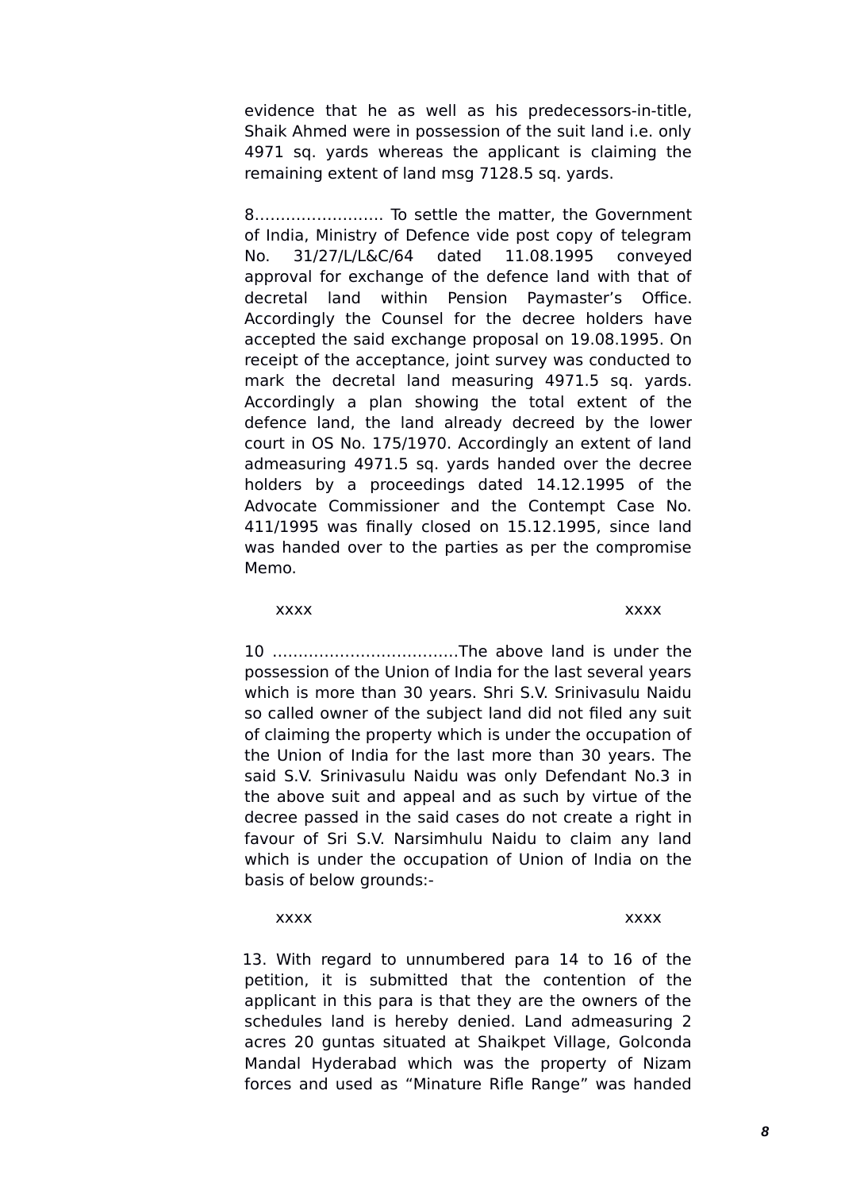evidence that he as well as his predecessors-in-title, Shaik Ahmed were in possession of the suit land i.e. only 4971 sq. yards whereas the applicant is claiming the remaining extent of land msg 7128.5 sq. yards.

8……………………. To settle the matter, the Government of India, Ministry of Defence vide post copy of telegram No. 31/27/L/L&C/64 dated 11.08.1995 conveyed approval for exchange of the defence land with that of decretal land within Pension Paymaster's Office. Accordingly the Counsel for the decree holders have accepted the said exchange proposal on 19.08.1995. On receipt of the acceptance, joint survey was conducted to mark the decretal land measuring 4971.5 sq. yards. Accordingly a plan showing the total extent of the defence land, the land already decreed by the lower court in OS No. 175/1970. Accordingly an extent of land admeasuring 4971.5 sq. yards handed over the decree holders by a proceedings dated 14.12.1995 of the Advocate Commissioner and the Contempt Case No. 411/1995 was finally closed on 15.12.1995, since land was handed over to the parties as per the compromise Memo.

xxxx xxxx

10 ……………………………….The above land is under the possession of the Union of India for the last several years which is more than 30 years. Shri S.V. Srinivasulu Naidu so called owner of the subject land did not filed any suit of claiming the property which is under the occupation of the Union of India for the last more than 30 years. The said S.V. Srinivasulu Naidu was only Defendant No.3 in the above suit and appeal and as such by virtue of the decree passed in the said cases do not create a right in favour of Sri S.V. Narsimhulu Naidu to claim any land which is under the occupation of Union of India on the basis of below grounds:-

xxxx xxxx

13. With regard to unnumbered para 14 to 16 of the petition, it is submitted that the contention of the applicant in this para is that they are the owners of the schedules land is hereby denied. Land admeasuring 2 acres 20 guntas situated at Shaikpet Village, Golconda Mandal Hyderabad which was the property of Nizam forces and used as "Minature Rifle Range" was handed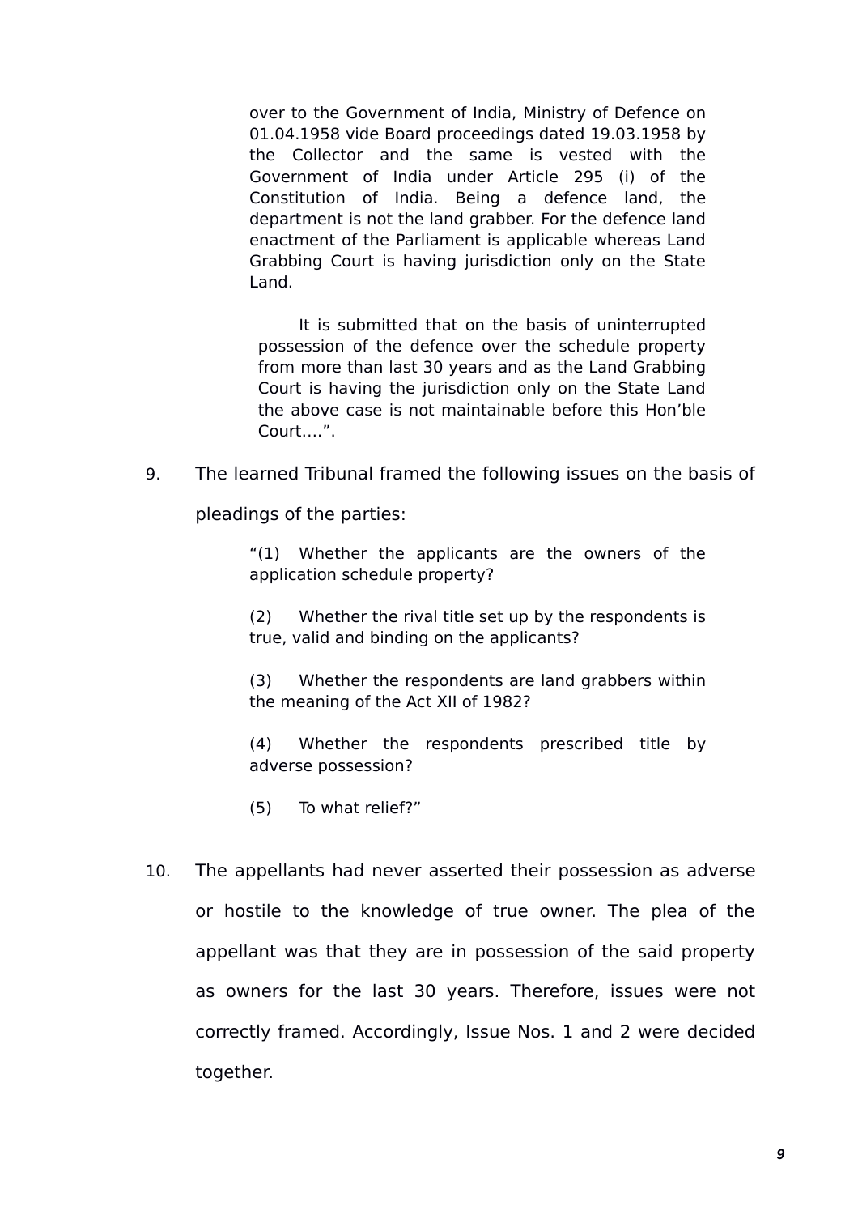> over to the Government of India, Ministry of Defence on 01.04.1958 vide Board proceedings dated 19.03.1958 by the Collector and the same is vested with the Government of India under Article 295 (i) of the Constitution of India. Being a defence land, the department is not the land grabber. For the defence land enactment of the Parliament is applicable whereas Land Grabbing Court is having jurisdiction only on the State Land.
>
> It is submitted that on the basis of uninterrupted possession of the defence over the schedule property from more than last 30 years and as the Land Grabbing Court is having the jurisdiction only on the State Land the above case is not maintainable before this Hon'ble Court….".

9. The learned Tribunal framed the following issues on the basis of pleadings of the parties:

> "(1) Whether the applicants are the owners of the application schedule property?
>
> (2) Whether the rival title set up by the respondents is true, valid and binding on the applicants?
>
> (3) Whether the respondents are land grabbers within the meaning of the Act XII of 1982?
>
> (4) Whether the respondents prescribed title by adverse possession?
>
> (5) To what relief?"

10. The appellants had never asserted their possession as adverse or hostile to the knowledge of true owner. The plea of the appellant was that they are in possession of the said property as owners for the last 30 years. Therefore, issues were not correctly framed. Accordingly, Issue Nos. 1 and 2 were decided together.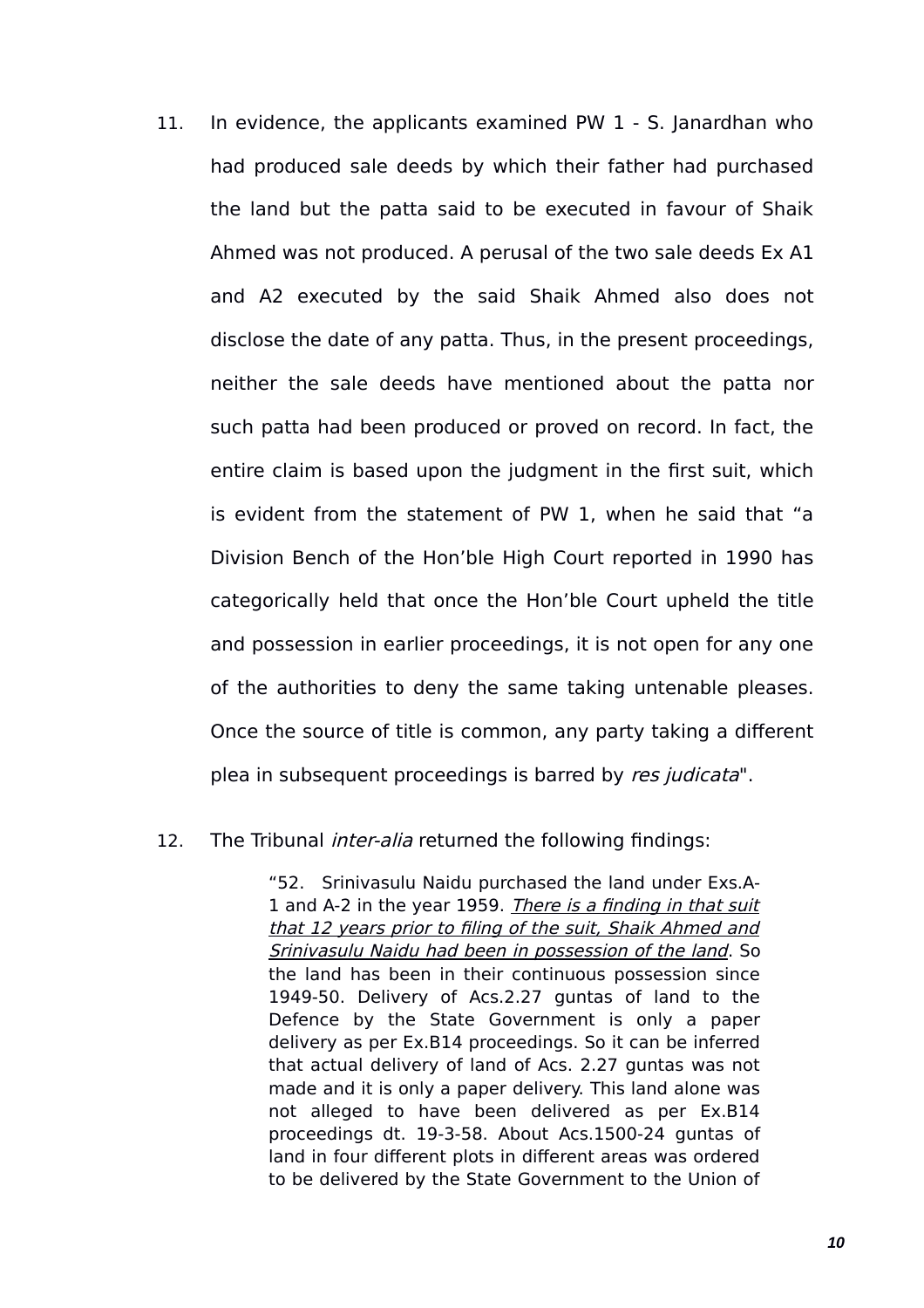11. In evidence, the applicants examined PW 1 - S. Janardhan who had produced sale deeds by which their father had purchased the land but the patta said to be executed in favour of Shaik Ahmed was not produced. A perusal of the two sale deeds Ex A1 and A2 executed by the said Shaik Ahmed also does not disclose the date of any patta. Thus, in the present proceedings, neither the sale deeds have mentioned about the patta nor such patta had been produced or proved on record. In fact, the entire claim is based upon the judgment in the first suit, which is evident from the statement of PW 1, when he said that "a Division Bench of the Hon'ble High Court reported in 1990 has categorically held that once the Hon'ble Court upheld the title and possession in earlier proceedings, it is not open for any one of the authorities to deny the same taking untenable pleases. Once the source of title is common, any party taking a different plea in subsequent proceedings is barred by *res judicata*".

12. The Tribunal *inter-alia* returned the following findings:

> "52. Srinivasulu Naidu purchased the land under Exs.A-1 and A-2 in the year 1959. *There is a finding in that suit that 12 years prior to filing of the suit, Shaik Ahmed and Srinivasulu Naidu had been in possession of the land*. So the land has been in their continuous possession since 1949-50. Delivery of Acs.2.27 guntas of land to the Defence by the State Government is only a paper delivery as per Ex.B14 proceedings. So it can be inferred that actual delivery of land of Acs. 2.27 guntas was not made and it is only a paper delivery. This land alone was not alleged to have been delivered as per Ex.B14 proceedings dt. 19-3-58. About Acs.1500-24 guntas of land in four different plots in different areas was ordered to be delivered by the State Government to the Union of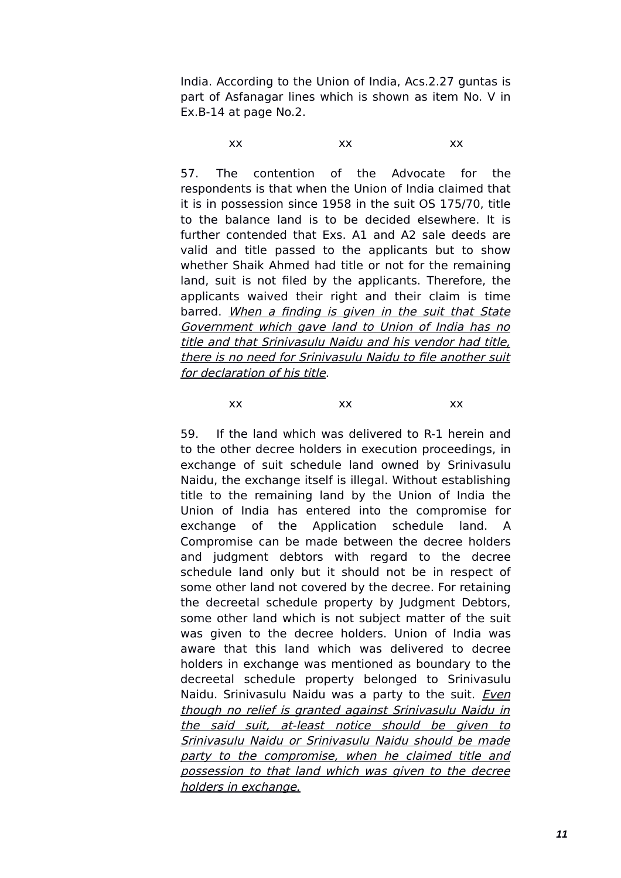India. According to the Union of India, Acs.2.27 guntas is part of Asfanagar lines which is shown as item No. V in Ex.B-14 at page No.2.

xx xx xx

57. The contention of the Advocate for the respondents is that when the Union of India claimed that it is in possession since 1958 in the suit OS 175/70, title to the balance land is to be decided elsewhere. It is further contended that Exs. A1 and A2 sale deeds are valid and title passed to the applicants but to show whether Shaik Ahmed had title or not for the remaining land, suit is not filed by the applicants. Therefore, the applicants waived their right and their claim is time barred. _When a finding is given in the suit that State Government which gave land to Union of India has no title and that Srinivasulu Naidu and his vendor had title, there is no need for Srinivasulu Naidu to file another suit for declaration of his title_.

xx xx xx

59. If the land which was delivered to R-1 herein and to the other decree holders in execution proceedings, in exchange of suit schedule land owned by Srinivasulu Naidu, the exchange itself is illegal. Without establishing title to the remaining land by the Union of India the Union of India has entered into the compromise for exchange of the Application schedule land. A Compromise can be made between the decree holders and judgment debtors with regard to the decree schedule land only but it should not be in respect of some other land not covered by the decree. For retaining the decreetal schedule property by Judgment Debtors, some other land which is not subject matter of the suit was given to the decree holders. Union of India was aware that this land which was delivered to decree holders in exchange was mentioned as boundary to the decreetal schedule property belonged to Srinivasulu Naidu. Srinivasulu Naidu was a party to the suit. _Even though no relief is granted against Srinivasulu Naidu in the said suit, at-least notice should be given to Srinivasulu Naidu or Srinivasulu Naidu should be made party to the compromise, when he claimed title and possession to that land which was given to the decree holders in exchange._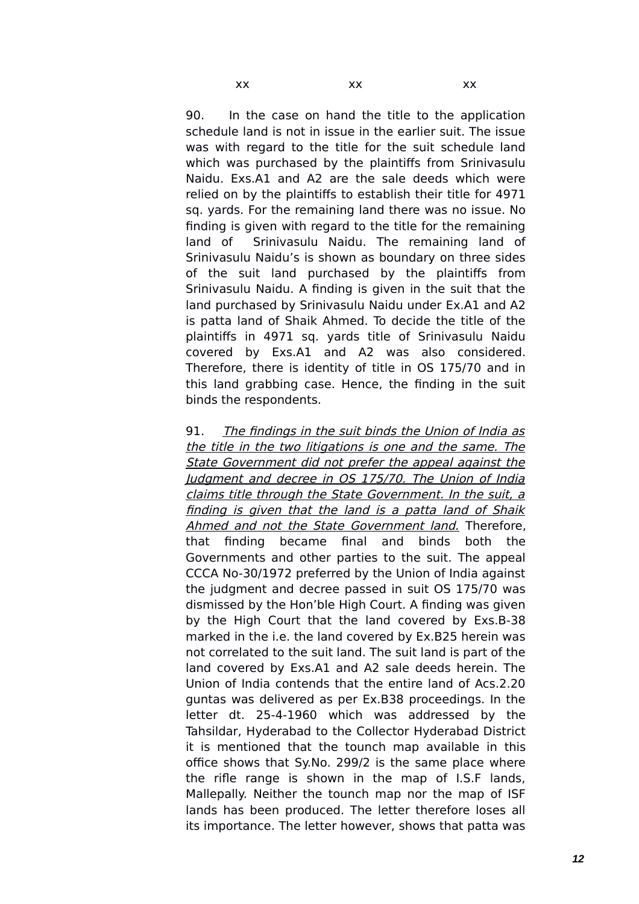xx xx xx

90. In the case on hand the title to the application schedule land is not in issue in the earlier suit. The issue was with regard to the title for the suit schedule land which was purchased by the plaintiffs from Srinivasulu Naidu. Exs.A1 and A2 are the sale deeds which were relied on by the plaintiffs to establish their title for 4971 sq. yards. For the remaining land there was no issue. No finding is given with regard to the title for the remaining land of Srinivasulu Naidu. The remaining land of Srinivasulu Naidu's is shown as boundary on three sides of the suit land purchased by the plaintiffs from Srinivasulu Naidu. A finding is given in the suit that the land purchased by Srinivasulu Naidu under Ex.A1 and A2 is patta land of Shaik Ahmed. To decide the title of the plaintiffs in 4971 sq. yards title of Srinivasulu Naidu covered by Exs.A1 and A2 was also considered. Therefore, there is identity of title in OS 175/70 and in this land grabbing case. Hence, the finding in the suit binds the respondents.

91. *The findings in the suit binds the Union of India as the title in the two litigations is one and the same. The State Government did not prefer the appeal against the Judgment and decree in OS 175/70. The Union of India claims title through the State Government. In the suit, a finding is given that the land is a patta land of Shaik Ahmed and not the State Government land.* Therefore, that finding became final and binds both the Governments and other parties to the suit. The appeal CCCA No-30/1972 preferred by the Union of India against the judgment and decree passed in suit OS 175/70 was dismissed by the Hon'ble High Court. A finding was given by the High Court that the land covered by Exs.B-38 marked in the i.e. the land covered by Ex.B25 herein was not correlated to the suit land. The suit land is part of the land covered by Exs.A1 and A2 sale deeds herein. The Union of India contends that the entire land of Acs.2.20 guntas was delivered as per Ex.B38 proceedings. In the letter dt. 25-4-1960 which was addressed by the Tahsildar, Hyderabad to the Collector Hyderabad District it is mentioned that the tounch map available in this office shows that Sy.No. 299/2 is the same place where the rifle range is shown in the map of I.S.F lands, Mallepally. Neither the tounch map nor the map of ISF lands has been produced. The letter therefore loses all its importance. The letter however, shows that patta was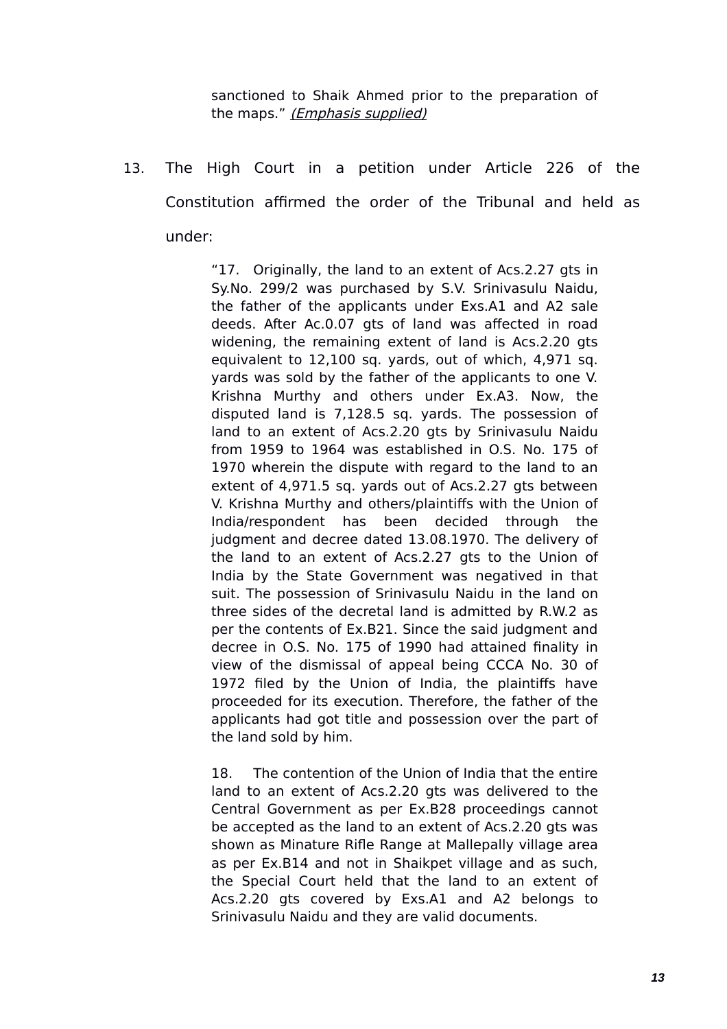> sanctioned to Shaik Ahmed prior to the preparation of the maps." *(Emphasis supplied)*

13. The High Court in a petition under Article 226 of the Constitution affirmed the order of the Tribunal and held as under:

> "17. Originally, the land to an extent of Acs.2.27 gts in Sy.No. 299/2 was purchased by S.V. Srinivasulu Naidu, the father of the applicants under Exs.A1 and A2 sale deeds. After Ac.0.07 gts of land was affected in road widening, the remaining extent of land is Acs.2.20 gts equivalent to 12,100 sq. yards, out of which, 4,971 sq. yards was sold by the father of the applicants to one V. Krishna Murthy and others under Ex.A3. Now, the disputed land is 7,128.5 sq. yards. The possession of land to an extent of Acs.2.20 gts by Srinivasulu Naidu from 1959 to 1964 was established in O.S. No. 175 of 1970 wherein the dispute with regard to the land to an extent of 4,971.5 sq. yards out of Acs.2.27 gts between V. Krishna Murthy and others/plaintiffs with the Union of India/respondent has been decided through the judgment and decree dated 13.08.1970. The delivery of the land to an extent of Acs.2.27 gts to the Union of India by the State Government was negatived in that suit. The possession of Srinivasulu Naidu in the land on three sides of the decretal land is admitted by R.W.2 as per the contents of Ex.B21. Since the said judgment and decree in O.S. No. 175 of 1990 had attained finality in view of the dismissal of appeal being CCCA No. 30 of 1972 filed by the Union of India, the plaintiffs have proceeded for its execution. Therefore, the father of the applicants had got title and possession over the part of the land sold by him.
>
> 18. The contention of the Union of India that the entire land to an extent of Acs.2.20 gts was delivered to the Central Government as per Ex.B28 proceedings cannot be accepted as the land to an extent of Acs.2.20 gts was shown as Minature Rifle Range at Mallepally village area as per Ex.B14 and not in Shaikpet village and as such, the Special Court held that the land to an extent of Acs.2.20 gts covered by Exs.A1 and A2 belongs to Srinivasulu Naidu and they are valid documents.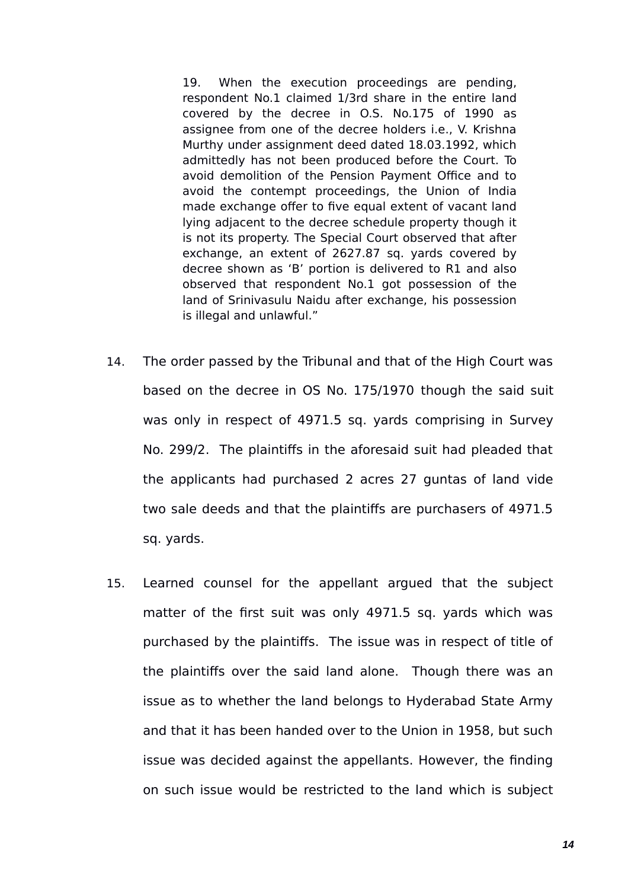> 19. When the execution proceedings are pending, respondent No.1 claimed 1/3rd share in the entire land covered by the decree in O.S. No.175 of 1990 as assignee from one of the decree holders i.e., V. Krishna Murthy under assignment deed dated 18.03.1992, which admittedly has not been produced before the Court. To avoid demolition of the Pension Payment Office and to avoid the contempt proceedings, the Union of India made exchange offer to five equal extent of vacant land lying adjacent to the decree schedule property though it is not its property. The Special Court observed that after exchange, an extent of 2627.87 sq. yards covered by decree shown as 'B' portion is delivered to R1 and also observed that respondent No.1 got possession of the land of Srinivasulu Naidu after exchange, his possession is illegal and unlawful."

14. The order passed by the Tribunal and that of the High Court was based on the decree in OS No. 175/1970 though the said suit was only in respect of 4971.5 sq. yards comprising in Survey No. 299/2. The plaintiffs in the aforesaid suit had pleaded that the applicants had purchased 2 acres 27 guntas of land vide two sale deeds and that the plaintiffs are purchasers of 4971.5 sq. yards.

15. Learned counsel for the appellant argued that the subject matter of the first suit was only 4971.5 sq. yards which was purchased by the plaintiffs. The issue was in respect of title of the plaintiffs over the said land alone. Though there was an issue as to whether the land belongs to Hyderabad State Army and that it has been handed over to the Union in 1958, but such issue was decided against the appellants. However, the finding on such issue would be restricted to the land which is subject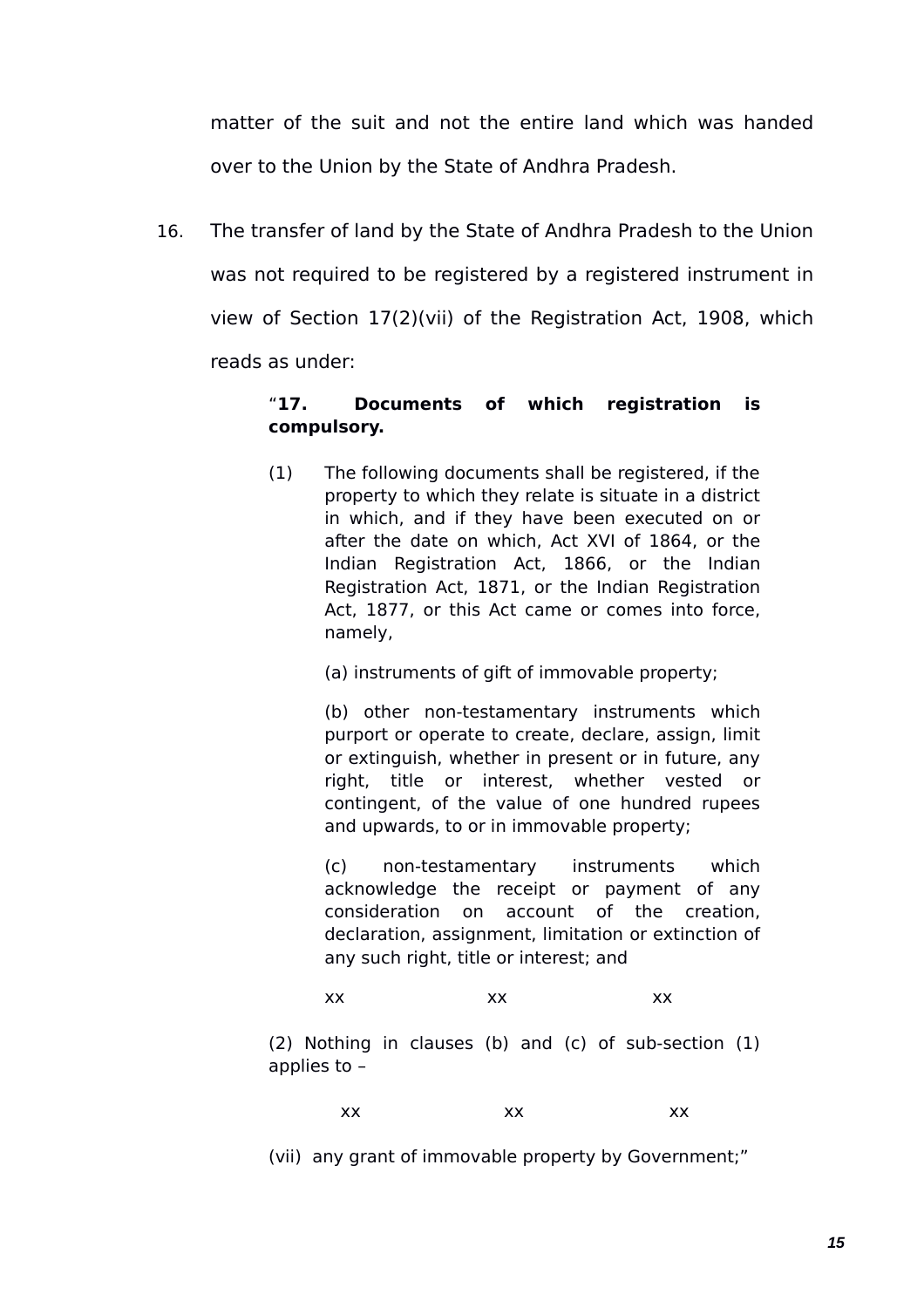matter of the suit and not the entire land which was handed over to the Union by the State of Andhra Pradesh.

16. The transfer of land by the State of Andhra Pradesh to the Union was not required to be registered by a registered instrument in view of Section 17(2)(vii) of the Registration Act, 1908, which reads as under:

> "**17. Documents of which registration is compulsory.**
>
> (1) The following documents shall be registered, if the property to which they relate is situate in a district in which, and if they have been executed on or after the date on which, Act XVI of 1864, or the Indian Registration Act, 1866, or the Indian Registration Act, 1871, or the Indian Registration Act, 1877, or this Act came or comes into force, namely,
>
> (a) instruments of gift of immovable property;
>
> (b) other non-testamentary instruments which purport or operate to create, declare, assign, limit or extinguish, whether in present or in future, any right, title or interest, whether vested or contingent, of the value of one hundred rupees and upwards, to or in immovable property;
>
> (c) non-testamentary instruments which acknowledge the receipt or payment of any consideration on account of the creation, declaration, assignment, limitation or extinction of any such right, title or interest; and
>
> xx xx xx
>
> (2) Nothing in clauses (b) and (c) of sub-section (1) applies to –
>
> xx xx xx
>
> (vii) any grant of immovable property by Government;"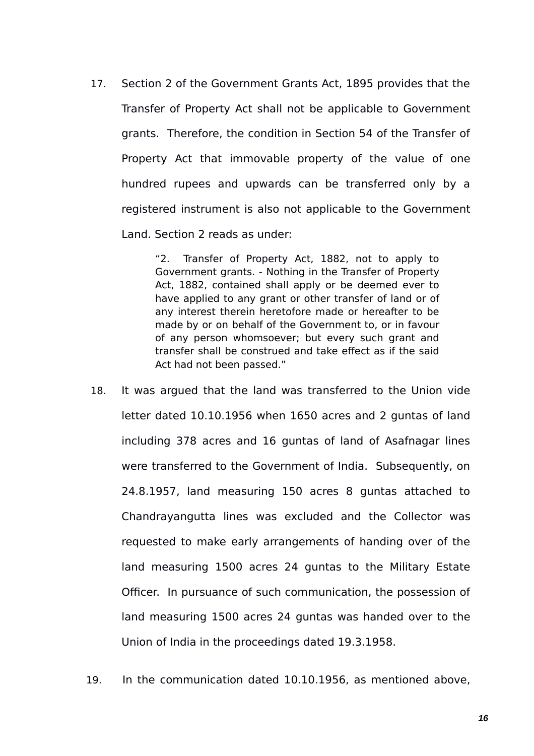17. Section 2 of the Government Grants Act, 1895 provides that the Transfer of Property Act shall not be applicable to Government grants. Therefore, the condition in Section 54 of the Transfer of Property Act that immovable property of the value of one hundred rupees and upwards can be transferred only by a registered instrument is also not applicable to the Government Land. Section 2 reads as under:

> "2. Transfer of Property Act, 1882, not to apply to Government grants. - Nothing in the Transfer of Property Act, 1882, contained shall apply or be deemed ever to have applied to any grant or other transfer of land or of any interest therein heretofore made or hereafter to be made by or on behalf of the Government to, or in favour of any person whomsoever; but every such grant and transfer shall be construed and take effect as if the said Act had not been passed."

18. It was argued that the land was transferred to the Union vide letter dated 10.10.1956 when 1650 acres and 2 guntas of land including 378 acres and 16 guntas of land of Asafnagar lines were transferred to the Government of India. Subsequently, on 24.8.1957, land measuring 150 acres 8 guntas attached to Chandrayangutta lines was excluded and the Collector was requested to make early arrangements of handing over of the land measuring 1500 acres 24 guntas to the Military Estate Officer. In pursuance of such communication, the possession of land measuring 1500 acres 24 guntas was handed over to the Union of India in the proceedings dated 19.3.1958.

19. In the communication dated 10.10.1956, as mentioned above,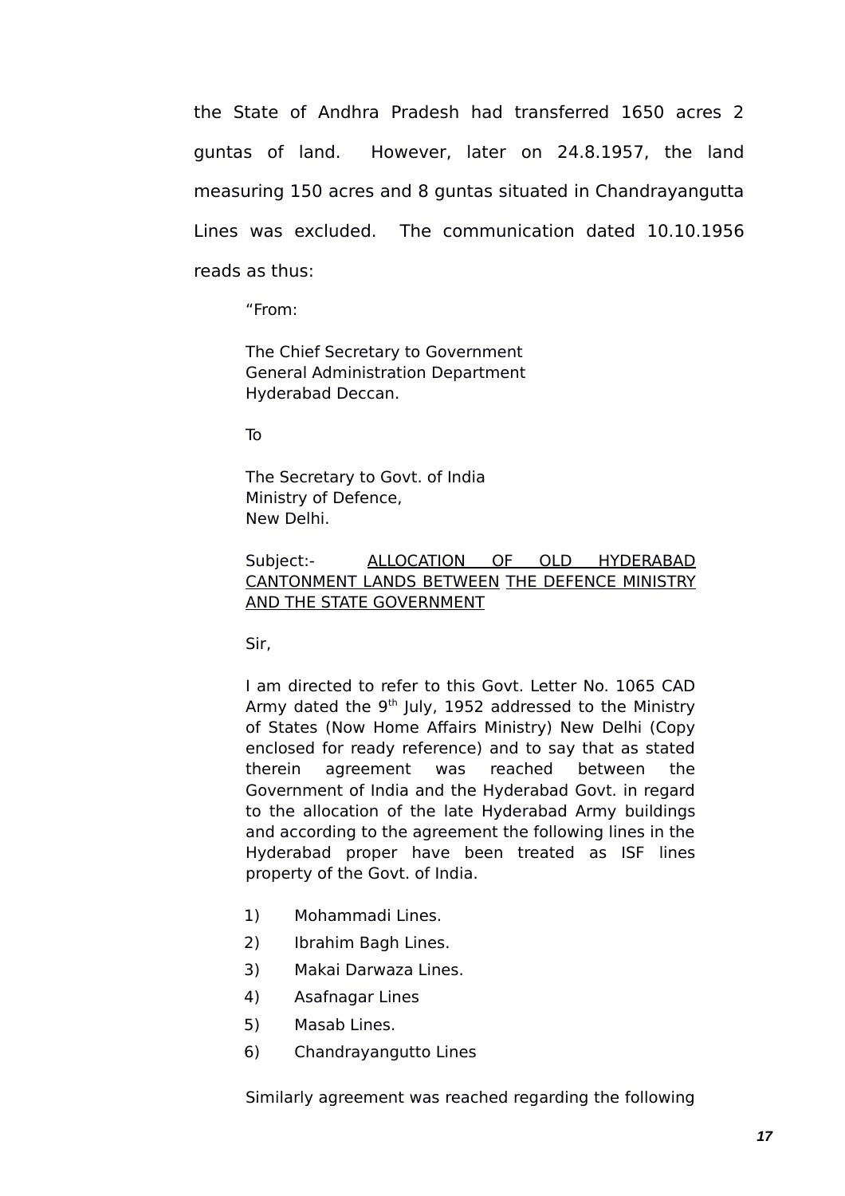the State of Andhra Pradesh had transferred 1650 acres 2 guntas of land. However, later on 24.8.1957, the land measuring 150 acres and 8 guntas situated in Chandrayangutta Lines was excluded. The communication dated 10.10.1956 reads as thus:

> "From:
>
> The Chief Secretary to Government
> General Administration Department
> Hyderabad Deccan.
>
> To
>
> The Secretary to Govt. of India
> Ministry of Defence,
> New Delhi.
>
> Subject:- <u>ALLOCATION OF OLD HYDERABAD CANTONMENT LANDS BETWEEN THE DEFENCE MINISTRY AND THE STATE GOVERNMENT</u>
>
> Sir,
>
> I am directed to refer to this Govt. Letter No. 1065 CAD Army dated the 9th July, 1952 addressed to the Ministry of States (Now Home Affairs Ministry) New Delhi (Copy enclosed for ready reference) and to say that as stated therein agreement was reached between the Government of India and the Hyderabad Govt. in regard to the allocation of the late Hyderabad Army buildings and according to the agreement the following lines in the Hyderabad proper have been treated as ISF lines property of the Govt. of India.
>
> 1) Mohammadi Lines.
> 2) Ibrahim Bagh Lines.
> 3) Makai Darwaza Lines.
> 4) Asafnagar Lines
> 5) Masab Lines.
> 6) Chandrayangutto Lines
>
> Similarly agreement was reached regarding the following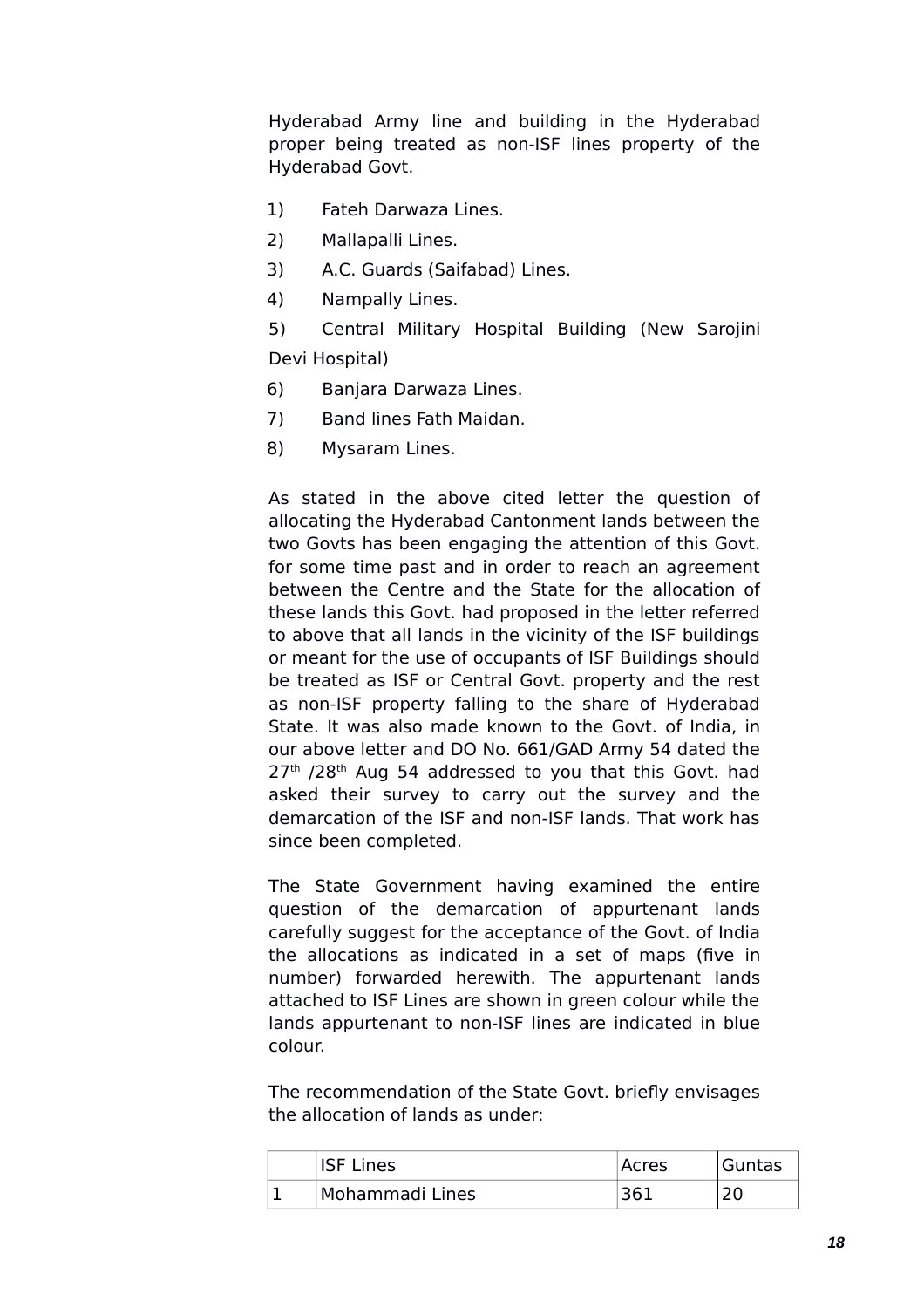Hyderabad Army line and building in the Hyderabad proper being treated as non-ISF lines property of the Hyderabad Govt.

1) Fateh Darwaza Lines.
2) Mallapalli Lines.
3) A.C. Guards (Saifabad) Lines.
4) Nampally Lines.
5) Central Military Hospital Building (New Sarojini Devi Hospital)
6) Banjara Darwaza Lines.
7) Band lines Fath Maidan.
8) Mysaram Lines.

As stated in the above cited letter the question of allocating the Hyderabad Cantonment lands between the two Govts has been engaging the attention of this Govt. for some time past and in order to reach an agreement between the Centre and the State for the allocation of these lands this Govt. had proposed in the letter referred to above that all lands in the vicinity of the ISF buildings or meant for the use of occupants of ISF Buildings should be treated as ISF or Central Govt. property and the rest as non-ISF property falling to the share of Hyderabad State. It was also made known to the Govt. of India, in our above letter and DO No. 661/GAD Army 54 dated the 27th /28th Aug 54 addressed to you that this Govt. had asked their survey to carry out the survey and the demarcation of the ISF and non-ISF lands. That work has since been completed.

The State Government having examined the entire question of the demarcation of appurtenant lands carefully suggest for the acceptance of the Govt. of India the allocations as indicated in a set of maps (five in number) forwarded herewith. The appurtenant lands attached to ISF Lines are shown in green colour while the lands appurtenant to non-ISF lines are indicated in blue colour.

The recommendation of the State Govt. briefly envisages the allocation of lands as under:

| | ISF Lines | Acres | Guntas |
|---|---|---|---|
| 1 | Mohammadi Lines | 361 | 20 |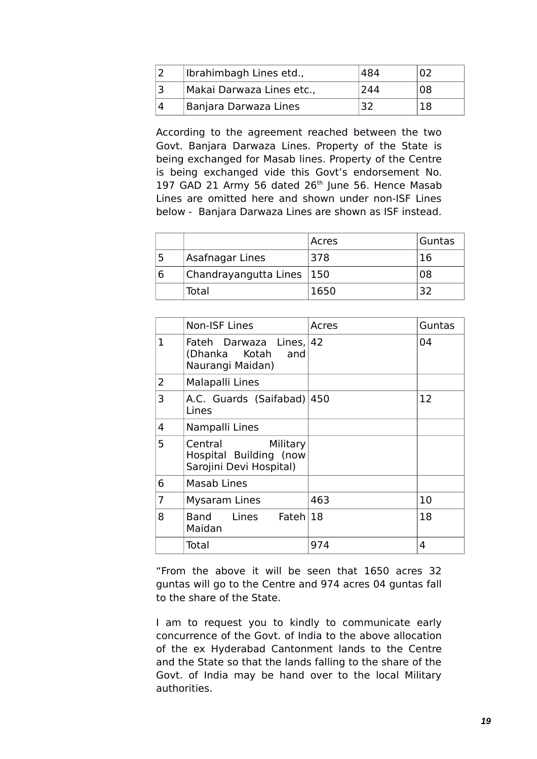| 2 | Ibrahimbagh Lines etd., | 484 | 02 |
|---|---|---|---|
| 3 | Makai Darwaza Lines etc., | 244 | 08 |
| 4 | Banjara Darwaza Lines | 32 | 18 |

According to the agreement reached between the two Govt. Banjara Darwaza Lines. Property of the State is being exchanged for Masab lines. Property of the Centre is being exchanged vide this Govt's endorsement No. 197 GAD 21 Army 56 dated 26th June 56. Hence Masab Lines are omitted here and shown under non-ISF Lines below - Banjara Darwaza Lines are shown as ISF instead.

| | | Acres | Guntas |
|---|---|---|---|
| 5 | Asafnagar Lines | 378 | 16 |
| 6 | Chandrayangutta Lines | 150 | 08 |
| | Total | 1650 | 32 |

| | Non-ISF Lines | Acres | Guntas |
|---|---|---|---|
| 1 | Fateh Darwaza Lines, (Dhanka Kotah and Naurangi Maidan) | 42 | 04 |
| 2 | Malapalli Lines | | |
| 3 | A.C. Guards (Saifabad) Lines | 450 | 12 |
| 4 | Nampalli Lines | | |
| 5 | Central Military Hospital Building (now Sarojini Devi Hospital) | | |
| 6 | Masab Lines | | |
| 7 | Mysaram Lines | 463 | 10 |
| 8 | Band Lines Fateh Maidan | 18 | 18 |
| | Total | 974 | 4 |

"From the above it will be seen that 1650 acres 32 guntas will go to the Centre and 974 acres 04 guntas fall to the share of the State.

I am to request you to kindly to communicate early concurrence of the Govt. of India to the above allocation of the ex Hyderabad Cantonment lands to the Centre and the State so that the lands falling to the share of the Govt. of India may be hand over to the local Military authorities.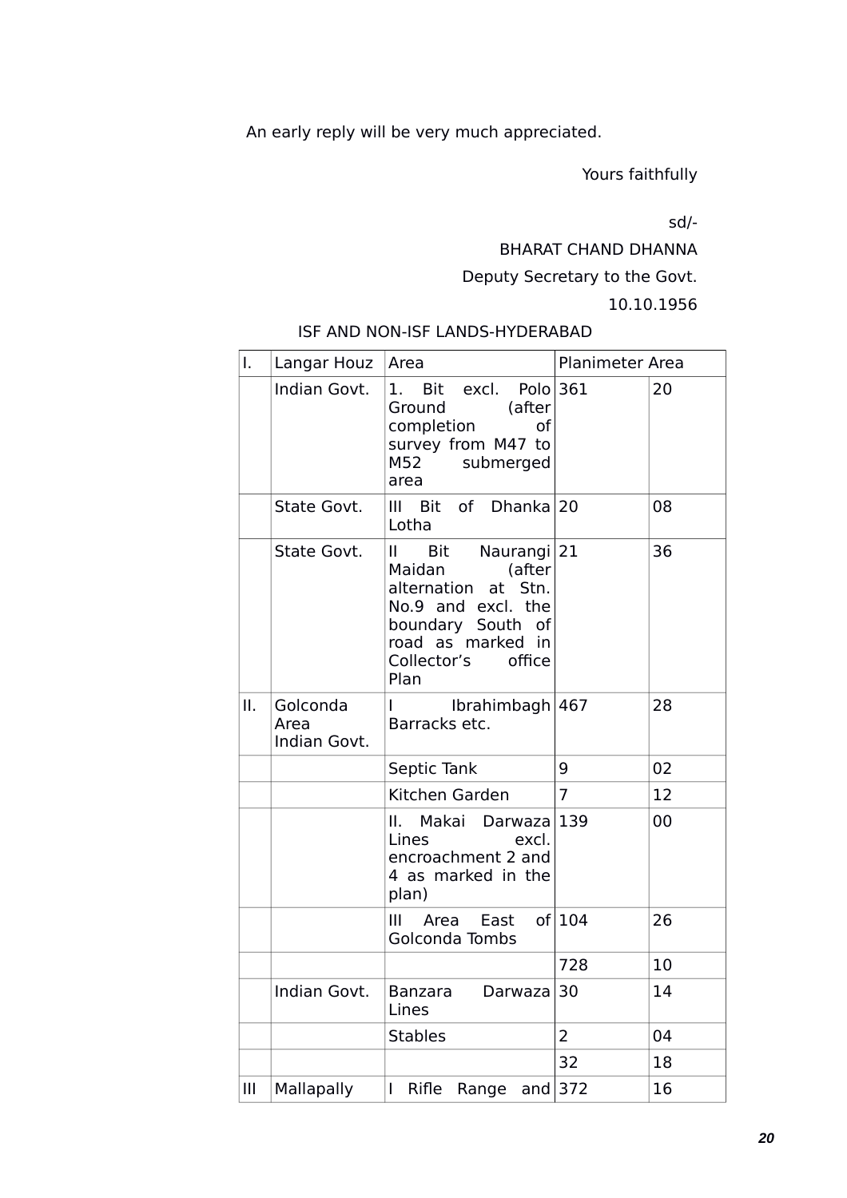An early reply will be very much appreciated.

Yours faithfully

sd/-

BHARAT CHAND DHANNA

Deputy Secretary to the Govt.

10.10.1956

ISF AND NON-ISF LANDS-HYDERABAD

| I. | Langar Houz | Area | Planimeter Area | |
|---|---|---|---|---|
| | Indian Govt. | 1. Bit excl. Polo Ground (after completion of survey from M47 to M52 submerged area | 361 | 20 |
| | State Govt. | III Bit of Dhanka Lotha | 20 | 08 |
| | State Govt. | II Bit Naurangi Maidan (after alternation at Stn. No.9 and excl. the boundary South of road as marked in Collector's office Plan | 21 | 36 |
| II. | Golconda Area Indian Govt. | I Ibrahimbagh Barracks etc. | 467 | 28 |
| | | Septic Tank | 9 | 02 |
| | | Kitchen Garden | 7 | 12 |
| | | II. Makai Darwaza Lines excl. encroachment 2 and 4 as marked in the plan) | 139 | 00 |
| | | III Area East of Golconda Tombs | 104 | 26 |
| | | | 728 | 10 |
| | Indian Govt. | Banzara Darwaza Lines | 30 | 14 |
| | | Stables | 2 | 04 |
| | | | 32 | 18 |
| III | Mallapally | I Rifle Range and | 372 | 16 |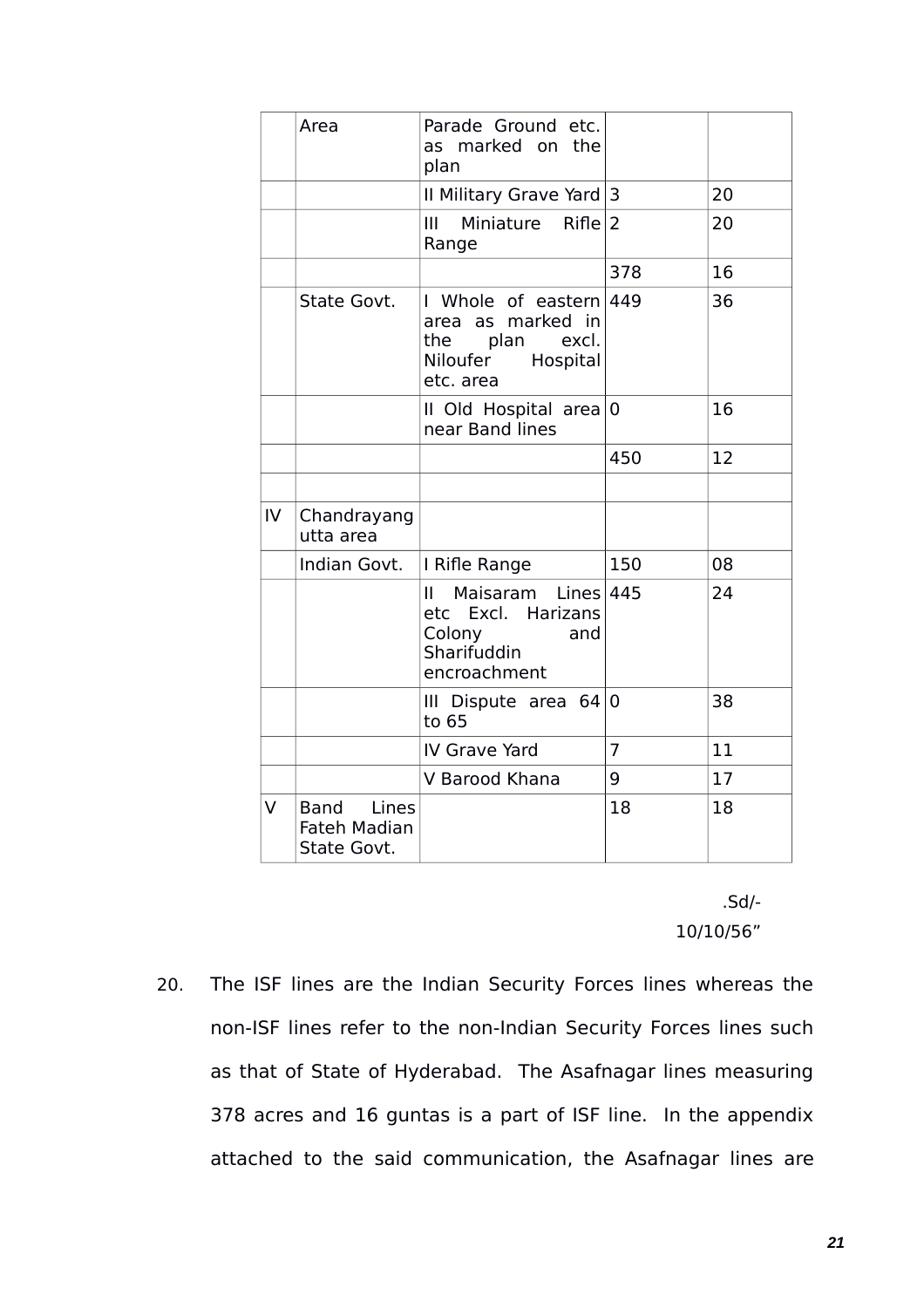| | Area | Parade Ground etc. as marked on the plan | | |
|---|---|---|---|---|
| | | II Military Grave Yard | 3 | 20 |
| | | III Miniature Rifle Range | 2 | 20 |
| | | | 378 | 16 |
| | State Govt. | I Whole of eastern area as marked in the plan excl. Niloufer Hospital etc. area | 449 | 36 |
| | | II Old Hospital area near Band lines | 0 | 16 |
| | | | 450 | 12 |
| | | | | |
| IV | Chandrayangutta area | | | |
| | Indian Govt. | I Rifle Range | 150 | 08 |
| | | II Maisaram Lines etc Excl. Harizans Colony and Sharifuddin encroachment | 445 | 24 |
| | | III Dispute area 64 to 65 | 0 | 38 |
| | | IV Grave Yard | 7 | 11 |
| | | V Barood Khana | 9 | 17 |
| V | Band Lines Fateh Madian State Govt. | | 18 | 18 |

.Sd/-
10/10/56"

20. The ISF lines are the Indian Security Forces lines whereas the non-ISF lines refer to the non-Indian Security Forces lines such as that of State of Hyderabad. The Asafnagar lines measuring 378 acres and 16 guntas is a part of ISF line. In the appendix attached to the said communication, the Asafnagar lines are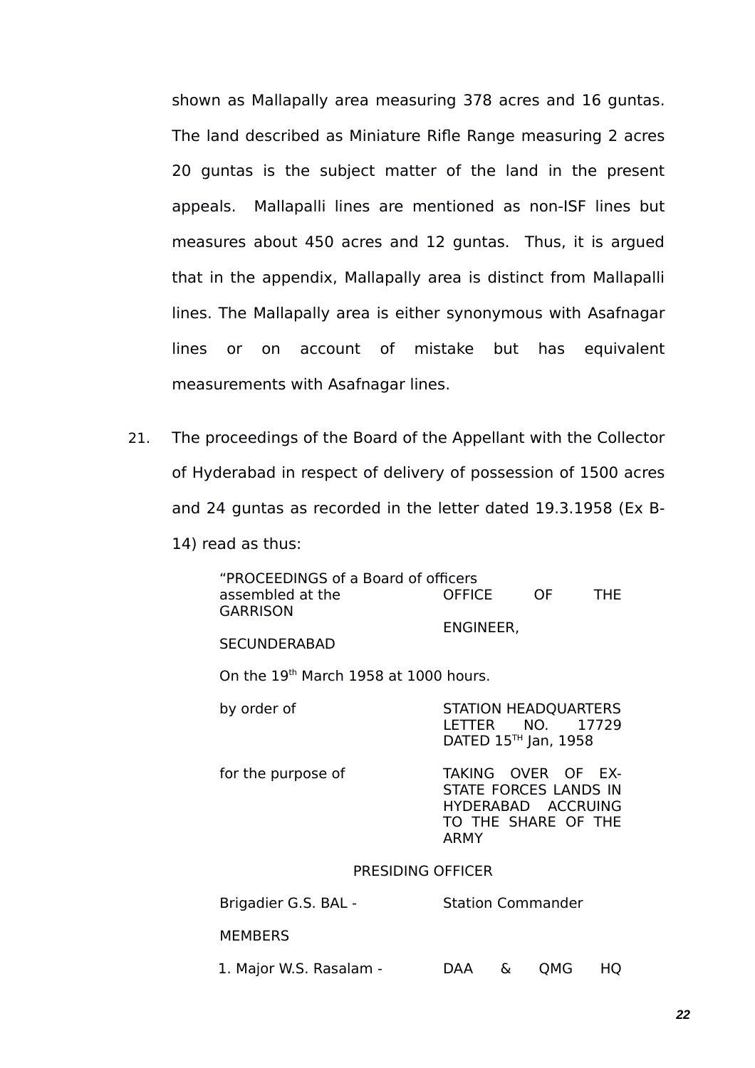shown as Mallapally area measuring 378 acres and 16 guntas. The land described as Miniature Rifle Range measuring 2 acres 20 guntas is the subject matter of the land in the present appeals. Mallapalli lines are mentioned as non-ISF lines but measures about 450 acres and 12 guntas. Thus, it is argued that in the appendix, Mallapally area is distinct from Mallapalli lines. The Mallapally area is either synonymous with Asafnagar lines or on account of mistake but has equivalent measurements with Asafnagar lines.

21. The proceedings of the Board of the Appellant with the Collector of Hyderabad in respect of delivery of possession of 1500 acres and 24 guntas as recorded in the letter dated 19.3.1958 (Ex B-14) read as thus:

> "PROCEEDINGS of a Board of officers assembled at the GARRISON ENGINEER, SECUNDERABAD — OFFICE OF THE
>
> On the 19th March 1958 at 1000 hours.
>
> by order of — STATION HEADQUARTERS LETTER NO. 17729 DATED 15TH Jan, 1958
>
> for the purpose of — TAKING OVER OF EX-STATE FORCES LANDS IN HYDERABAD ACCRUING TO THE SHARE OF THE ARMY
>
> PRESIDING OFFICER
>
> Brigadier G.S. BAL - Station Commander
>
> MEMBERS
>
> 1. Major W.S. Rasalam - DAA & QMG HQ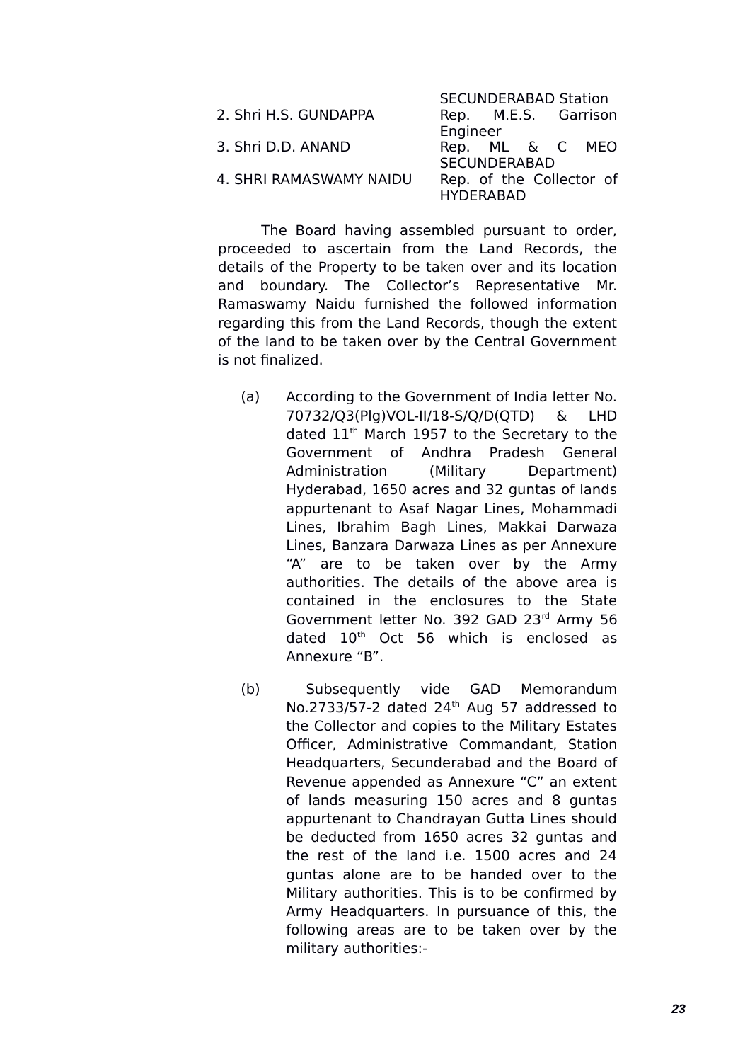| | |
|---|---|
| | SECUNDERABAD Station |
| 2. Shri H.S. GUNDAPPA | Rep. M.E.S. Garrison Engineer |
| 3. Shri D.D. ANAND | Rep. ML & C MEO SECUNDERABAD |
| 4. SHRI RAMASWAMY NAIDU | Rep. of the Collector of HYDERABAD |

The Board having assembled pursuant to order, proceeded to ascertain from the Land Records, the details of the Property to be taken over and its location and boundary. The Collector's Representative Mr. Ramaswamy Naidu furnished the followed information regarding this from the Land Records, though the extent of the land to be taken over by the Central Government is not finalized.

(a) According to the Government of India letter No. 70732/Q3(Plg)VOL-II/18-S/Q/D(QTD) & LHD dated 11th March 1957 to the Secretary to the Government of Andhra Pradesh General Administration (Military Department) Hyderabad, 1650 acres and 32 guntas of lands appurtenant to Asaf Nagar Lines, Mohammadi Lines, Ibrahim Bagh Lines, Makkai Darwaza Lines, Banzara Darwaza Lines as per Annexure "A" are to be taken over by the Army authorities. The details of the above area is contained in the enclosures to the State Government letter No. 392 GAD 23rd Army 56 dated 10th Oct 56 which is enclosed as Annexure "B".

(b) Subsequently vide GAD Memorandum No.2733/57-2 dated 24th Aug 57 addressed to the Collector and copies to the Military Estates Officer, Administrative Commandant, Station Headquarters, Secunderabad and the Board of Revenue appended as Annexure "C" an extent of lands measuring 150 acres and 8 guntas appurtenant to Chandrayan Gutta Lines should be deducted from 1650 acres 32 guntas and the rest of the land i.e. 1500 acres and 24 guntas alone are to be handed over to the Military authorities. This is to be confirmed by Army Headquarters. In pursuance of this, the following areas are to be taken over by the military authorities:-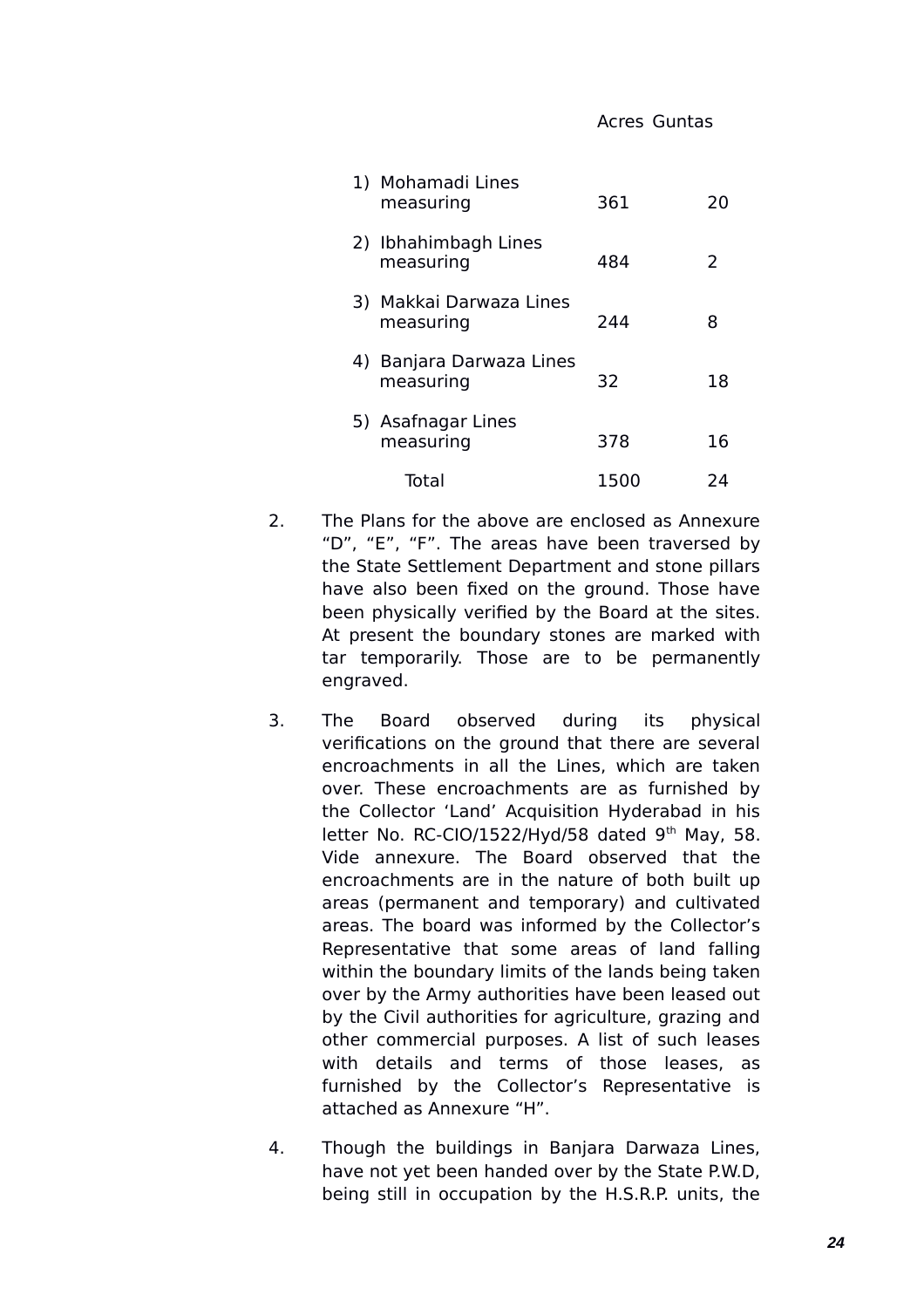| | Acres | Guntas |
|---|---|---|
| 1) Mohamadi Lines measuring | 361 | 20 |
| 2) Ibhahimbagh Lines measuring | 484 | 2 |
| 3) Makkai Darwaza Lines measuring | 244 | 8 |
| 4) Banjara Darwaza Lines measuring | 32 | 18 |
| 5) Asafnagar Lines measuring | 378 | 16 |
| Total | 1500 | 24 |

2. The Plans for the above are enclosed as Annexure "D", "E", "F". The areas have been traversed by the State Settlement Department and stone pillars have also been fixed on the ground. Those have been physically verified by the Board at the sites. At present the boundary stones are marked with tar temporarily. Those are to be permanently engraved.

3. The Board observed during its physical verifications on the ground that there are several encroachments in all the Lines, which are taken over. These encroachments are as furnished by the Collector 'Land' Acquisition Hyderabad in his letter No. RC-CIO/1522/Hyd/58 dated 9th May, 58. Vide annexure. The Board observed that the encroachments are in the nature of both built up areas (permanent and temporary) and cultivated areas. The board was informed by the Collector's Representative that some areas of land falling within the boundary limits of the lands being taken over by the Army authorities have been leased out by the Civil authorities for agriculture, grazing and other commercial purposes. A list of such leases with details and terms of those leases, as furnished by the Collector's Representative is attached as Annexure "H".

4. Though the buildings in Banjara Darwaza Lines, have not yet been handed over by the State P.W.D, being still in occupation by the H.S.R.P. units, the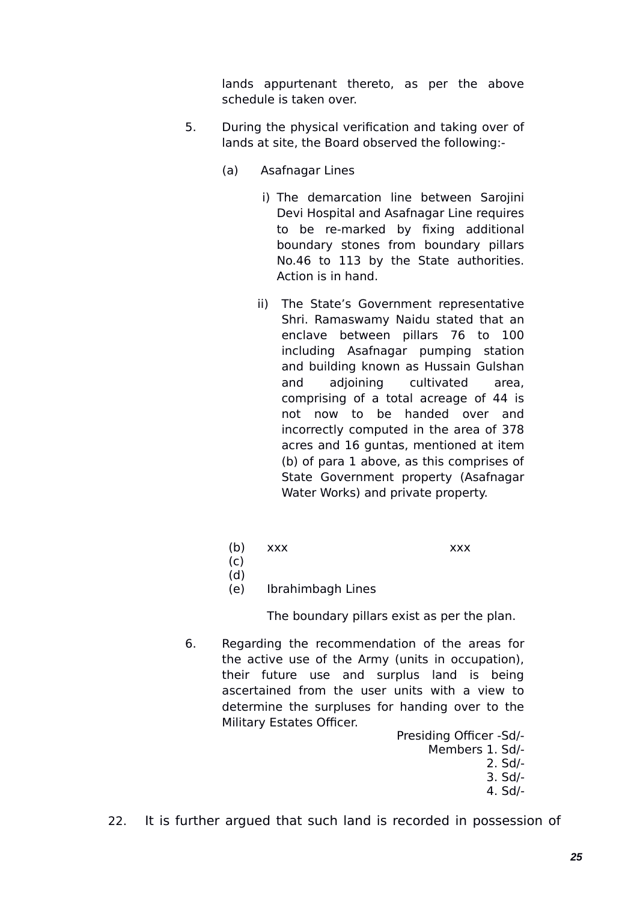lands appurtenant thereto, as per the above schedule is taken over.

5. During the physical verification and taking over of lands at site, the Board observed the following:-

   (a) Asafnagar Lines

      i) The demarcation line between Sarojini Devi Hospital and Asafnagar Line requires to be re-marked by fixing additional boundary stones from boundary pillars No.46 to 113 by the State authorities. Action is in hand.

      ii) The State's Government representative Shri. Ramaswamy Naidu stated that an enclave between pillars 76 to 100 including Asafnagar pumping station and building known as Hussain Gulshan and adjoining cultivated area, comprising of a total acreage of 44 is not now to be handed over and incorrectly computed in the area of 378 acres and 16 guntas, mentioned at item (b) of para 1 above, as this comprises of State Government property (Asafnagar Water Works) and private property.

   (b) xxx xxx
   (c)
   (d)
   (e) Ibrahimbagh Lines

   The boundary pillars exist as per the plan.

6. Regarding the recommendation of the areas for the active use of the Army (units in occupation), their future use and surplus land is being ascertained from the user units with a view to determine the surpluses for handing over to the Military Estates Officer.

Presiding Officer -Sd/-
Members 1. Sd/-
2. Sd/-
3. Sd/-
4. Sd/-

22. It is further argued that such land is recorded in possession of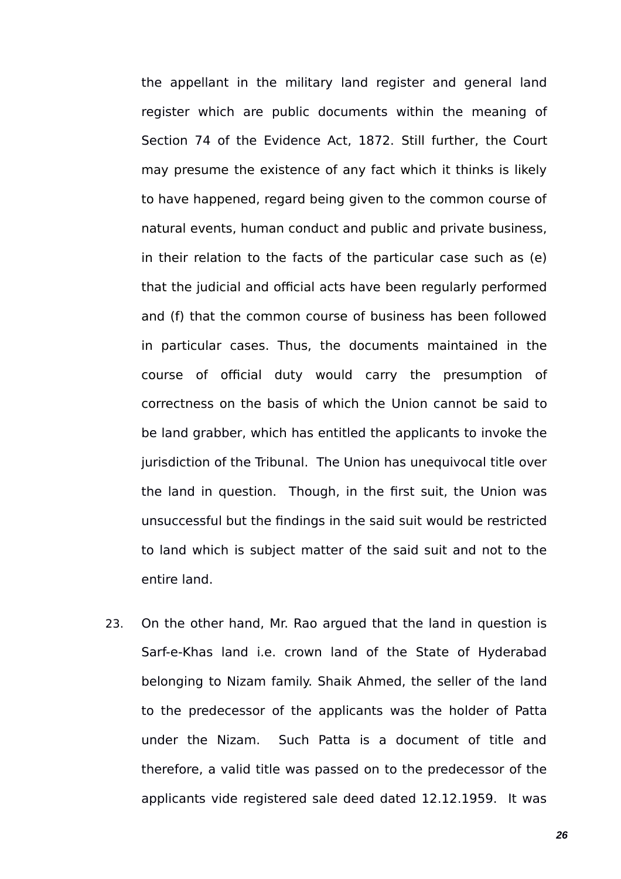the appellant in the military land register and general land register which are public documents within the meaning of Section 74 of the Evidence Act, 1872. Still further, the Court may presume the existence of any fact which it thinks is likely to have happened, regard being given to the common course of natural events, human conduct and public and private business, in their relation to the facts of the particular case such as (e) that the judicial and official acts have been regularly performed and (f) that the common course of business has been followed in particular cases. Thus, the documents maintained in the course of official duty would carry the presumption of correctness on the basis of which the Union cannot be said to be land grabber, which has entitled the applicants to invoke the jurisdiction of the Tribunal. The Union has unequivocal title over the land in question. Though, in the first suit, the Union was unsuccessful but the findings in the said suit would be restricted to land which is subject matter of the said suit and not to the entire land.

23. On the other hand, Mr. Rao argued that the land in question is Sarf-e-Khas land i.e. crown land of the State of Hyderabad belonging to Nizam family. Shaik Ahmed, the seller of the land to the predecessor of the applicants was the holder of Patta under the Nizam. Such Patta is a document of title and therefore, a valid title was passed on to the predecessor of the applicants vide registered sale deed dated 12.12.1959. It was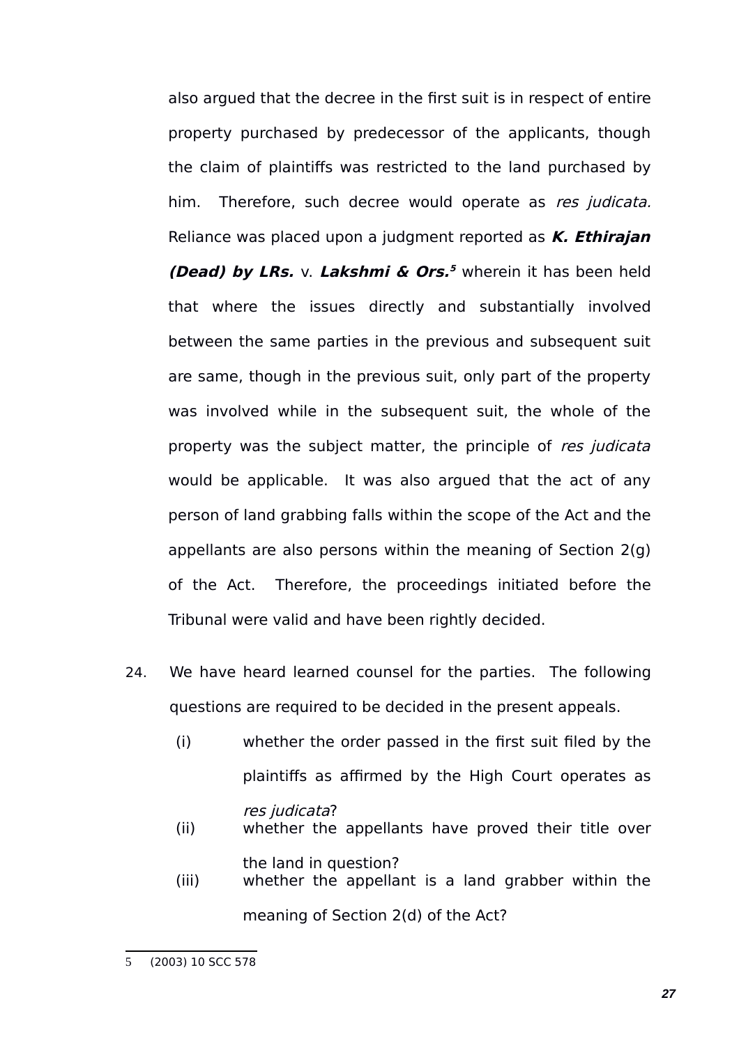also argued that the decree in the first suit is in respect of entire property purchased by predecessor of the applicants, though the claim of plaintiffs was restricted to the land purchased by him. Therefore, such decree would operate as *res judicata.* Reliance was placed upon a judgment reported as ***K. Ethirajan (Dead) by LRs.*** v. ***Lakshmi & Ors.***[5] wherein it has been held that where the issues directly and substantially involved between the same parties in the previous and subsequent suit are same, though in the previous suit, only part of the property was involved while in the subsequent suit, the whole of the property was the subject matter, the principle of *res judicata* would be applicable. It was also argued that the act of any person of land grabbing falls within the scope of the Act and the appellants are also persons within the meaning of Section 2(g) of the Act. Therefore, the proceedings initiated before the Tribunal were valid and have been rightly decided.

24. We have heard learned counsel for the parties. The following questions are required to be decided in the present appeals.

(i) whether the order passed in the first suit filed by the plaintiffs as affirmed by the High Court operates as *res judicata*?

(ii) whether the appellants have proved their title over the land in question?

(iii) whether the appellant is a land grabber within the meaning of Section 2(d) of the Act?

---

5 (2003) 10 SCC 578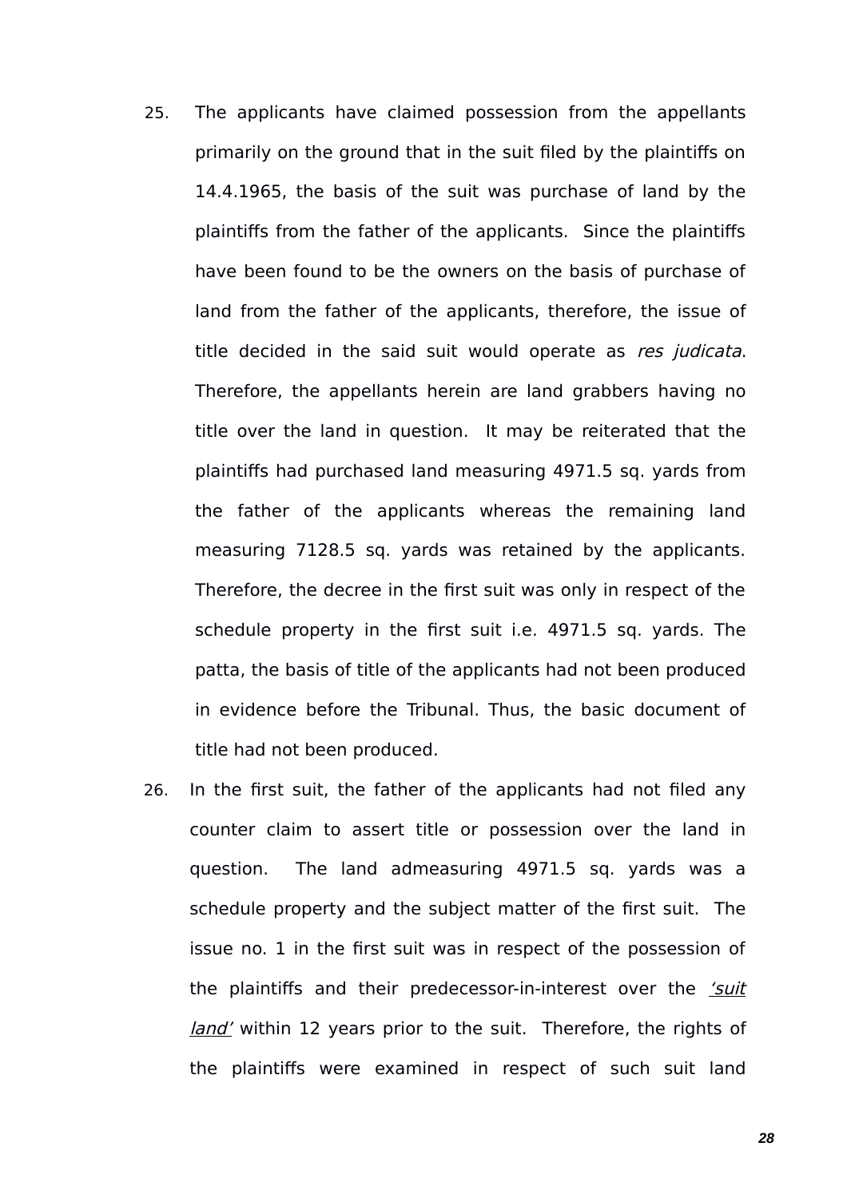25. The applicants have claimed possession from the appellants primarily on the ground that in the suit filed by the plaintiffs on 14.4.1965, the basis of the suit was purchase of land by the plaintiffs from the father of the applicants. Since the plaintiffs have been found to be the owners on the basis of purchase of land from the father of the applicants, therefore, the issue of title decided in the said suit would operate as *res judicata*. Therefore, the appellants herein are land grabbers having no title over the land in question. It may be reiterated that the plaintiffs had purchased land measuring 4971.5 sq. yards from the father of the applicants whereas the remaining land measuring 7128.5 sq. yards was retained by the applicants. Therefore, the decree in the first suit was only in respect of the schedule property in the first suit i.e. 4971.5 sq. yards. The patta, the basis of title of the applicants had not been produced in evidence before the Tribunal. Thus, the basic document of title had not been produced.

26. In the first suit, the father of the applicants had not filed any counter claim to assert title or possession over the land in question. The land admeasuring 4971.5 sq. yards was a schedule property and the subject matter of the first suit. The issue no. 1 in the first suit was in respect of the possession of the plaintiffs and their predecessor-in-interest over the *‘suit land’* within 12 years prior to the suit. Therefore, the rights of the plaintiffs were examined in respect of such suit land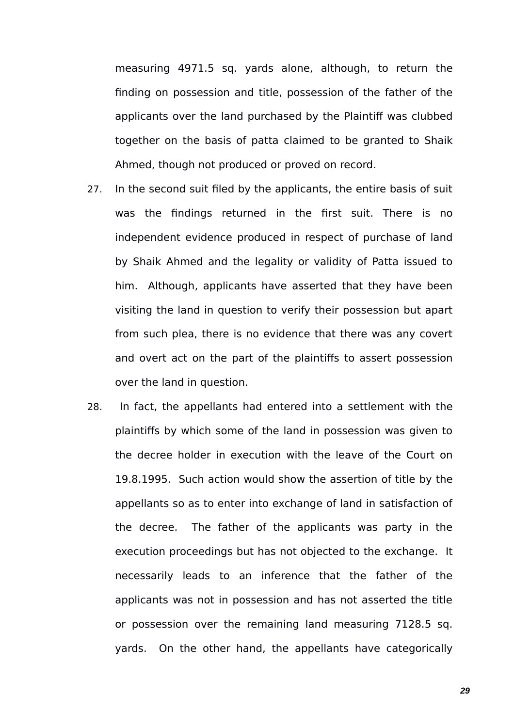measuring 4971.5 sq. yards alone, although, to return the finding on possession and title, possession of the father of the applicants over the land purchased by the Plaintiff was clubbed together on the basis of patta claimed to be granted to Shaik Ahmed, though not produced or proved on record.

27. In the second suit filed by the applicants, the entire basis of suit was the findings returned in the first suit. There is no independent evidence produced in respect of purchase of land by Shaik Ahmed and the legality or validity of Patta issued to him. Although, applicants have asserted that they have been visiting the land in question to verify their possession but apart from such plea, there is no evidence that there was any covert and overt act on the part of the plaintiffs to assert possession over the land in question.

28. In fact, the appellants had entered into a settlement with the plaintiffs by which some of the land in possession was given to the decree holder in execution with the leave of the Court on 19.8.1995. Such action would show the assertion of title by the appellants so as to enter into exchange of land in satisfaction of the decree. The father of the applicants was party in the execution proceedings but has not objected to the exchange. It necessarily leads to an inference that the father of the applicants was not in possession and has not asserted the title or possession over the remaining land measuring 7128.5 sq. yards. On the other hand, the appellants have categorically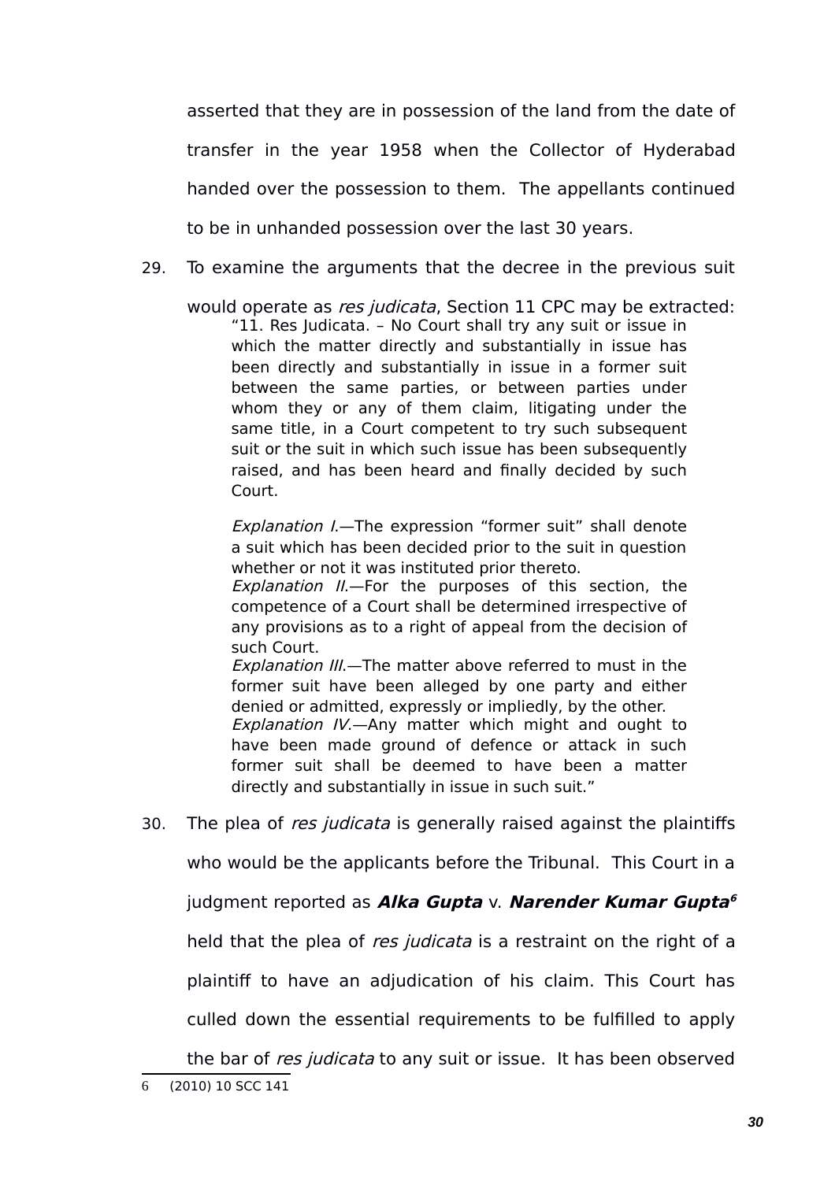asserted that they are in possession of the land from the date of transfer in the year 1958 when the Collector of Hyderabad handed over the possession to them. The appellants continued to be in unhanded possession over the last 30 years.

29. To examine the arguments that the decree in the previous suit would operate as *res judicata*, Section 11 CPC may be extracted:

> "11. Res Judicata. – No Court shall try any suit or issue in which the matter directly and substantially in issue has been directly and substantially in issue in a former suit between the same parties, or between parties under whom they or any of them claim, litigating under the same title, in a Court competent to try such subsequent suit or the suit in which such issue has been subsequently raised, and has been heard and finally decided by such Court.
>
> *Explanation I*.—The expression "former suit" shall denote a suit which has been decided prior to the suit in question whether or not it was instituted prior thereto.
> *Explanation II*.—For the purposes of this section, the competence of a Court shall be determined irrespective of any provisions as to a right of appeal from the decision of such Court.
> *Explanation III*.—The matter above referred to must in the former suit have been alleged by one party and either denied or admitted, expressly or impliedly, by the other.
> *Explanation IV*.—Any matter which might and ought to have been made ground of defence or attack in such former suit shall be deemed to have been a matter directly and substantially in issue in such suit."

30. The plea of *res judicata* is generally raised against the plaintiffs who would be the applicants before the Tribunal. This Court in a judgment reported as ***Alka Gupta*** v. ***Narender Kumar Gupta***[6] held that the plea of *res judicata* is a restraint on the right of a plaintiff to have an adjudication of his claim. This Court has culled down the essential requirements to be fulfilled to apply the bar of *res judicata* to any suit or issue. It has been observed

---

6 (2010) 10 SCC 141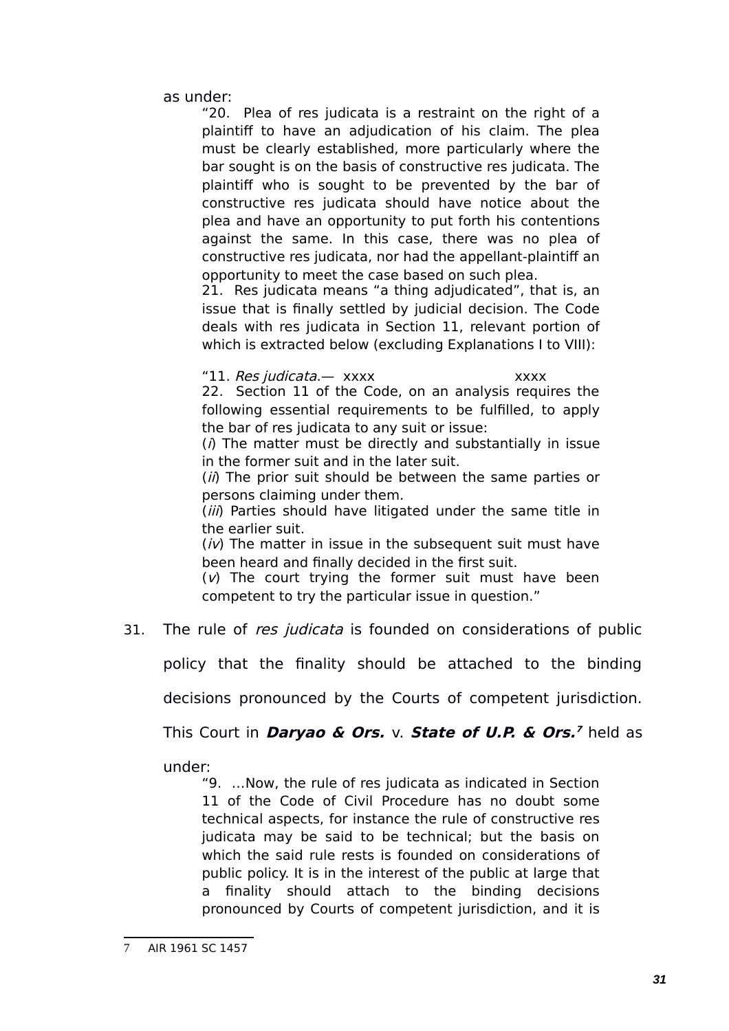as under:

> "20. Plea of res judicata is a restraint on the right of a plaintiff to have an adjudication of his claim. The plea must be clearly established, more particularly where the bar sought is on the basis of constructive res judicata. The plaintiff who is sought to be prevented by the bar of constructive res judicata should have notice about the plea and have an opportunity to put forth his contentions against the same. In this case, there was no plea of constructive res judicata, nor had the appellant-plaintiff an opportunity to meet the case based on such plea.
>
> 21. Res judicata means "a thing adjudicated", that is, an issue that is finally settled by judicial decision. The Code deals with res judicata in Section 11, relevant portion of which is extracted below (excluding Explanations I to VIII):
>
> "11. *Res judicata*.— xxxx xxxx
>
> 22. Section 11 of the Code, on an analysis requires the following essential requirements to be fulfilled, to apply the bar of res judicata to any suit or issue:
>
> (*i*) The matter must be directly and substantially in issue in the former suit and in the later suit.
>
> (*ii*) The prior suit should be between the same parties or persons claiming under them.
>
> (*iii*) Parties should have litigated under the same title in the earlier suit.
>
> (*iv*) The matter in issue in the subsequent suit must have been heard and finally decided in the first suit.
>
> (*v*) The court trying the former suit must have been competent to try the particular issue in question."

31. The rule of *res judicata* is founded on considerations of public policy that the finality should be attached to the binding decisions pronounced by the Courts of competent jurisdiction. This Court in ***Daryao & Ors.*** v. ***State of U.P. & Ors.***[7] held as under:

> "9. …Now, the rule of res judicata as indicated in Section 11 of the Code of Civil Procedure has no doubt some technical aspects, for instance the rule of constructive res judicata may be said to be technical; but the basis on which the said rule rests is founded on considerations of public policy. It is in the interest of the public at large that a finality should attach to the binding decisions pronounced by Courts of competent jurisdiction, and it is

---

7 AIR 1961 SC 1457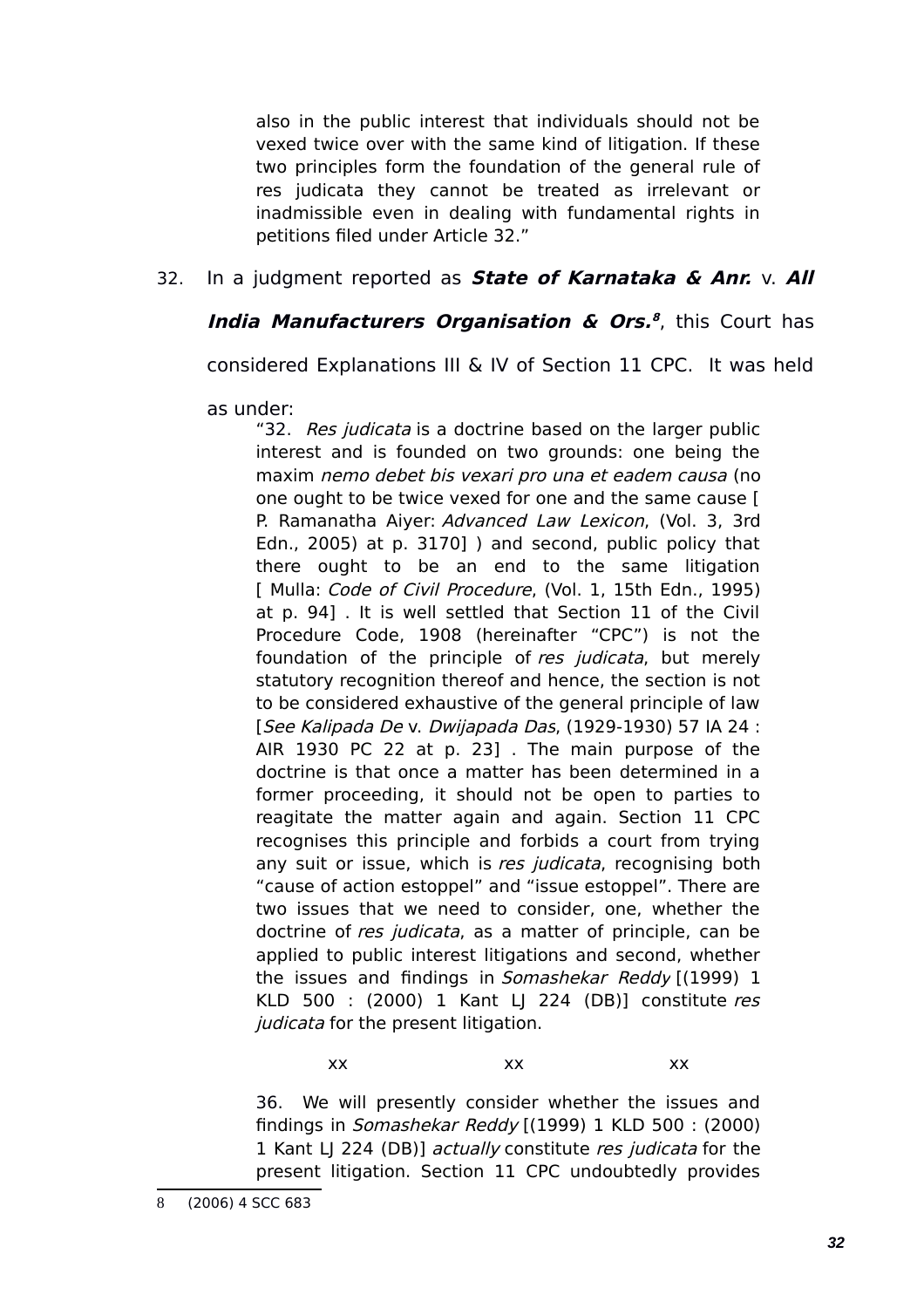> also in the public interest that individuals should not be vexed twice over with the same kind of litigation. If these two principles form the foundation of the general rule of res judicata they cannot be treated as irrelevant or inadmissible even in dealing with fundamental rights in petitions filed under Article 32."

32. In a judgment reported as ***State of Karnataka & Anr.*** v. ***All India Manufacturers Organisation & Ors.***[8], this Court has considered Explanations III & IV of Section 11 CPC. It was held as under:

> "32. *Res judicata* is a doctrine based on the larger public interest and is founded on two grounds: one being the maxim *nemo debet bis vexari pro una et eadem causa* (no one ought to be twice vexed for one and the same cause [ P. Ramanatha Aiyer: *Advanced Law Lexicon*, (Vol. 3, 3rd Edn., 2005) at p. 3170] ) and second, public policy that there ought to be an end to the same litigation [ Mulla: *Code of Civil Procedure*, (Vol. 1, 15th Edn., 1995) at p. 94] . It is well settled that Section 11 of the Civil Procedure Code, 1908 (hereinafter "CPC") is not the foundation of the principle of *res judicata*, but merely statutory recognition thereof and hence, the section is not to be considered exhaustive of the general principle of law [*See Kalipada De* v. *Dwijapada Das*, (1929-1930) 57 IA 24 : AIR 1930 PC 22 at p. 23] . The main purpose of the doctrine is that once a matter has been determined in a former proceeding, it should not be open to parties to reagitate the matter again and again. Section 11 CPC recognises this principle and forbids a court from trying any suit or issue, which is *res judicata*, recognising both "cause of action estoppel" and "issue estoppel". There are two issues that we need to consider, one, whether the doctrine of *res judicata*, as a matter of principle, can be applied to public interest litigations and second, whether the issues and findings in *Somashekar Reddy* [(1999) 1 KLD 500 : (2000) 1 Kant LJ 224 (DB)] constitute *res judicata* for the present litigation.
>
> xx xx xx
>
> 36. We will presently consider whether the issues and findings in *Somashekar Reddy* [(1999) 1 KLD 500 : (2000) 1 Kant LJ 224 (DB)] *actually* constitute *res judicata* for the present litigation. Section 11 CPC undoubtedly provides

---

8 (2006) 4 SCC 683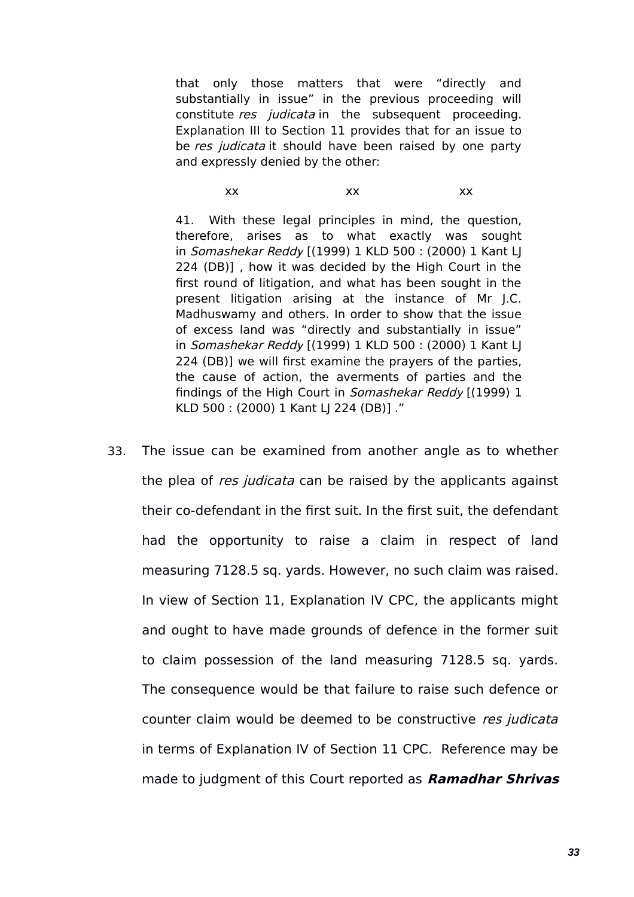> that only those matters that were "directly and substantially in issue" in the previous proceeding will constitute *res judicata* in the subsequent proceeding. Explanation III to Section 11 provides that for an issue to be *res judicata* it should have been raised by one party and expressly denied by the other:
>
> xx xx xx
>
> 41. With these legal principles in mind, the question, therefore, arises as to what exactly was sought in *Somashekar Reddy* [(1999) 1 KLD 500 : (2000) 1 Kant LJ 224 (DB)] , how it was decided by the High Court in the first round of litigation, and what has been sought in the present litigation arising at the instance of Mr J.C. Madhuswamy and others. In order to show that the issue of excess land was "directly and substantially in issue" in *Somashekar Reddy* [(1999) 1 KLD 500 : (2000) 1 Kant LJ 224 (DB)] we will first examine the prayers of the parties, the cause of action, the averments of parties and the findings of the High Court in *Somashekar Reddy* [(1999) 1 KLD 500 : (2000) 1 Kant LJ 224 (DB)] ."

33. The issue can be examined from another angle as to whether the plea of *res judicata* can be raised by the applicants against their co-defendant in the first suit. In the first suit, the defendant had the opportunity to raise a claim in respect of land measuring 7128.5 sq. yards. However, no such claim was raised. In view of Section 11, Explanation IV CPC, the applicants might and ought to have made grounds of defence in the former suit to claim possession of the land measuring 7128.5 sq. yards. The consequence would be that failure to raise such defence or counter claim would be deemed to be constructive *res judicata* in terms of Explanation IV of Section 11 CPC. Reference may be made to judgment of this Court reported as ***Ramadhar Shrivas***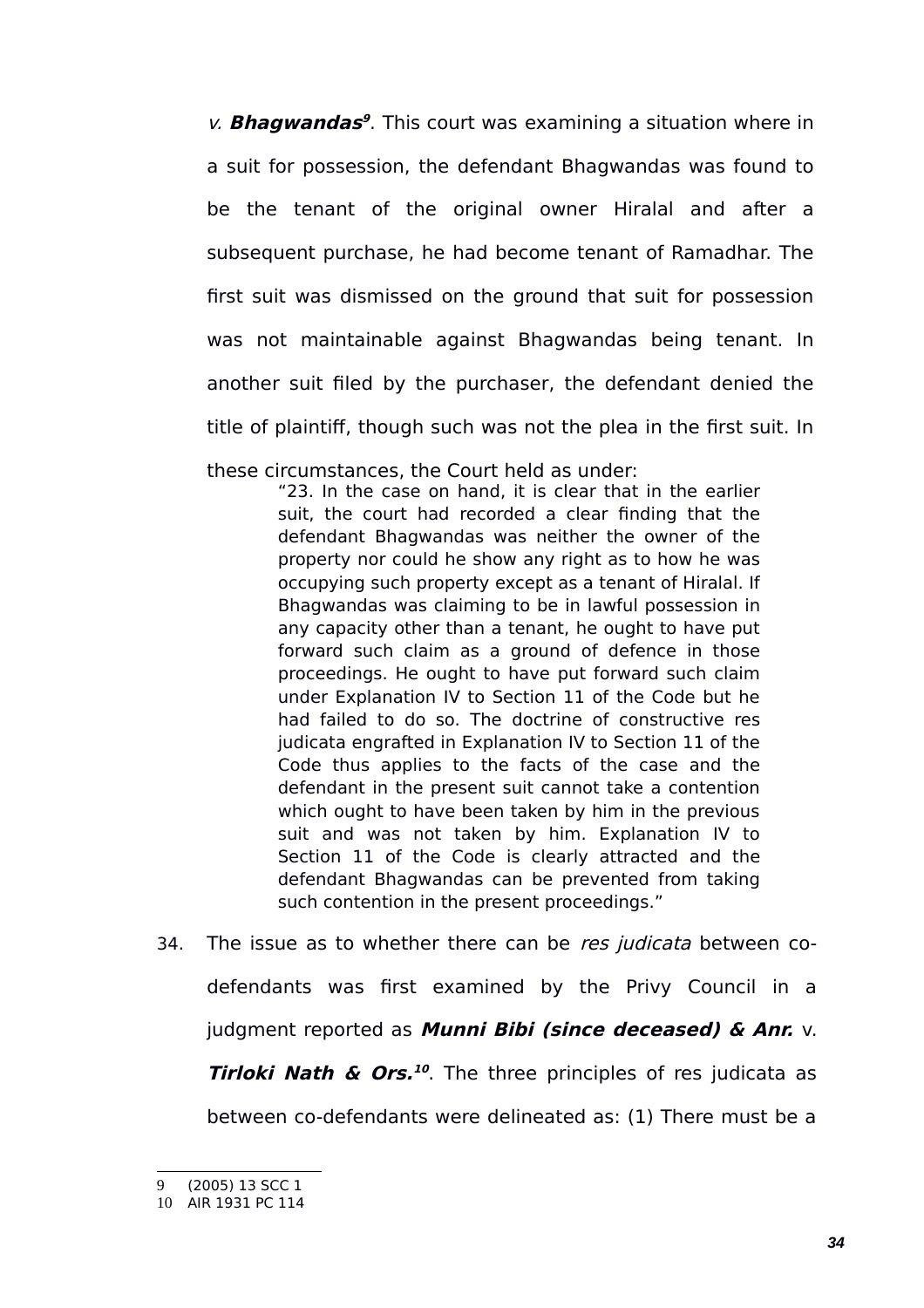*v.* ***Bhagwandas***[9]. This court was examining a situation where in a suit for possession, the defendant Bhagwandas was found to be the tenant of the original owner Hiralal and after a subsequent purchase, he had become tenant of Ramadhar. The first suit was dismissed on the ground that suit for possession was not maintainable against Bhagwandas being tenant. In another suit filed by the purchaser, the defendant denied the title of plaintiff, though such was not the plea in the first suit. In these circumstances, the Court held as under:

> "23. In the case on hand, it is clear that in the earlier suit, the court had recorded a clear finding that the defendant Bhagwandas was neither the owner of the property nor could he show any right as to how he was occupying such property except as a tenant of Hiralal. If Bhagwandas was claiming to be in lawful possession in any capacity other than a tenant, he ought to have put forward such claim as a ground of defence in those proceedings. He ought to have put forward such claim under Explanation IV to Section 11 of the Code but he had failed to do so. The doctrine of constructive res judicata engrafted in Explanation IV to Section 11 of the Code thus applies to the facts of the case and the defendant in the present suit cannot take a contention which ought to have been taken by him in the previous suit and was not taken by him. Explanation IV to Section 11 of the Code is clearly attracted and the defendant Bhagwandas can be prevented from taking such contention in the present proceedings."

34. The issue as to whether there can be *res judicata* between co-defendants was first examined by the Privy Council in a judgment reported as ***Munni Bibi (since deceased) & Anr.*** v. ***Tirloki Nath & Ors.***[10]. The three principles of res judicata as between co-defendants were delineated as: (1) There must be a

---

9 (2005) 13 SCC 1

10 AIR 1931 PC 114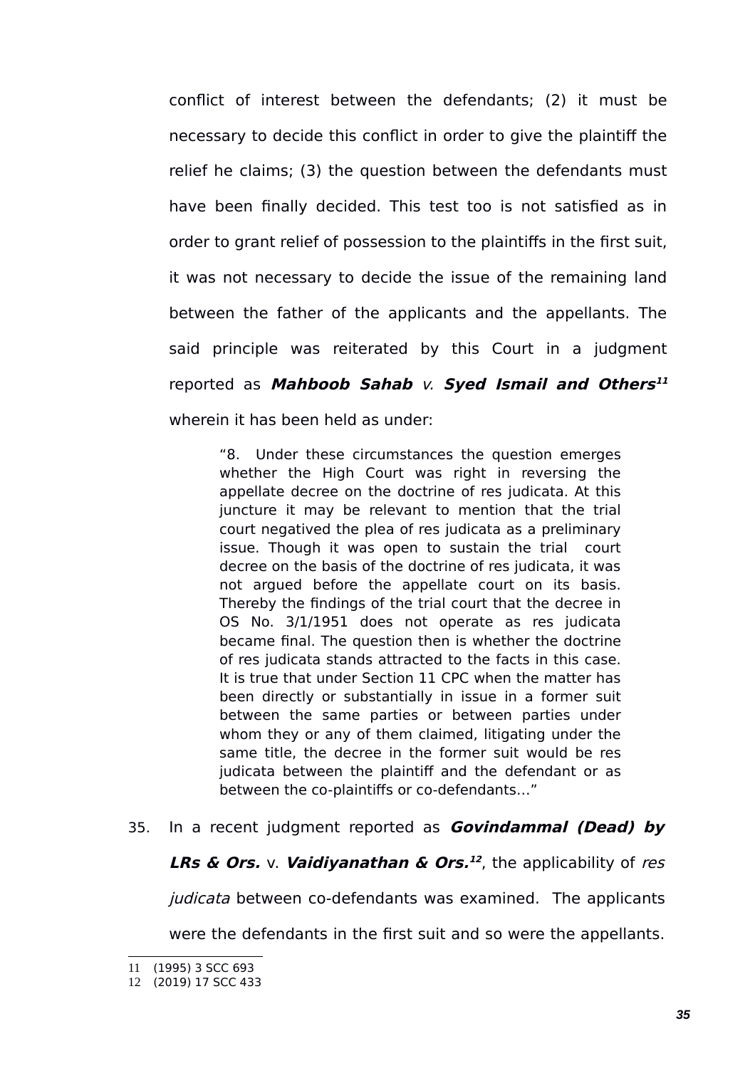conflict of interest between the defendants; (2) it must be necessary to decide this conflict in order to give the plaintiff the relief he claims; (3) the question between the defendants must have been finally decided. This test too is not satisfied as in order to grant relief of possession to the plaintiffs in the first suit, it was not necessary to decide the issue of the remaining land between the father of the applicants and the appellants. The said principle was reiterated by this Court in a judgment reported as ***Mahboob Sahab*** *v.* ***Syed Ismail and Others***[11] wherein it has been held as under:

> "8. Under these circumstances the question emerges whether the High Court was right in reversing the appellate decree on the doctrine of res judicata. At this juncture it may be relevant to mention that the trial court negatived the plea of res judicata as a preliminary issue. Though it was open to sustain the trial court decree on the basis of the doctrine of res judicata, it was not argued before the appellate court on its basis. Thereby the findings of the trial court that the decree in OS No. 3/1/1951 does not operate as res judicata became final. The question then is whether the doctrine of res judicata stands attracted to the facts in this case. It is true that under Section 11 CPC when the matter has been directly or substantially in issue in a former suit between the same parties or between parties under whom they or any of them claimed, litigating under the same title, the decree in the former suit would be res judicata between the plaintiff and the defendant or as between the co-plaintiffs or co-defendants..."

35. In a recent judgment reported as ***Govindammal (Dead) by LRs & Ors.*** v. ***Vaidiyanathan & Ors.***[12], the applicability of *res judicata* between co-defendants was examined. The applicants were the defendants in the first suit and so were the appellants.

---

11 (1995) 3 SCC 693

12 (2019) 17 SCC 433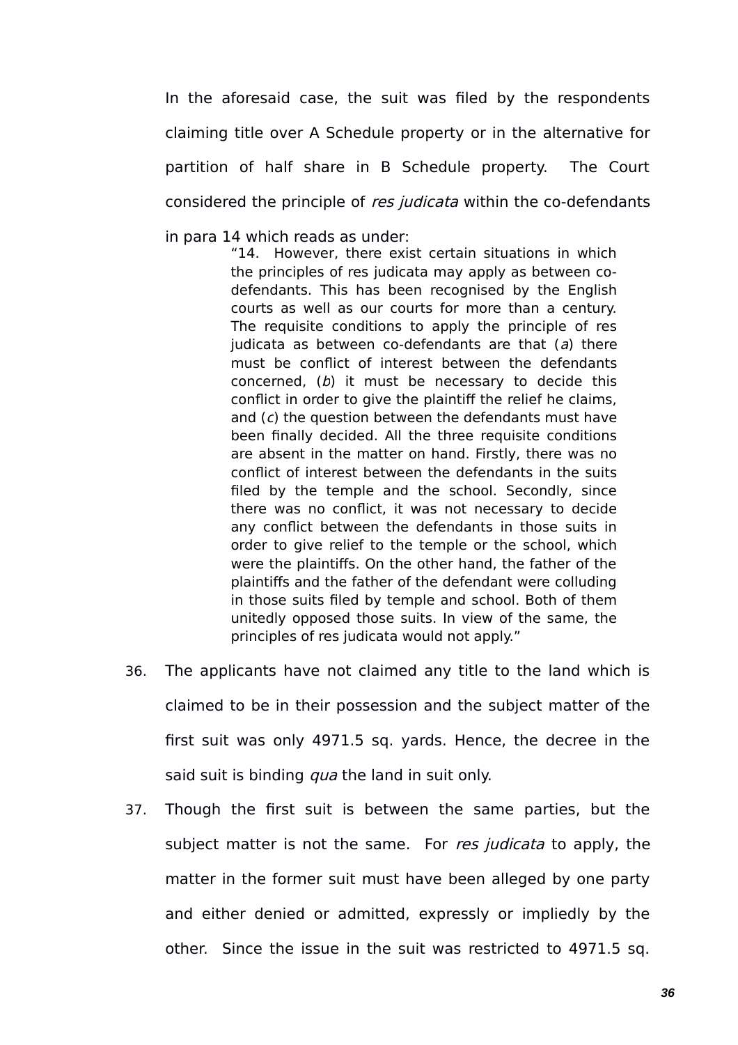In the aforesaid case, the suit was filed by the respondents claiming title over A Schedule property or in the alternative for partition of half share in B Schedule property. The Court considered the principle of *res judicata* within the co-defendants in para 14 which reads as under:

> "14. However, there exist certain situations in which the principles of res judicata may apply as between co-defendants. This has been recognised by the English courts as well as our courts for more than a century. The requisite conditions to apply the principle of res judicata as between co-defendants are that (*a*) there must be conflict of interest between the defendants concerned, (*b*) it must be necessary to decide this conflict in order to give the plaintiff the relief he claims, and (*c*) the question between the defendants must have been finally decided. All the three requisite conditions are absent in the matter on hand. Firstly, there was no conflict of interest between the defendants in the suits filed by the temple and the school. Secondly, since there was no conflict, it was not necessary to decide any conflict between the defendants in those suits in order to give relief to the temple or the school, which were the plaintiffs. On the other hand, the father of the plaintiffs and the father of the defendant were colluding in those suits filed by temple and school. Both of them unitedly opposed those suits. In view of the same, the principles of res judicata would not apply."

36. The applicants have not claimed any title to the land which is claimed to be in their possession and the subject matter of the first suit was only 4971.5 sq. yards. Hence, the decree in the said suit is binding *qua* the land in suit only.

37. Though the first suit is between the same parties, but the subject matter is not the same. For *res judicata* to apply, the matter in the former suit must have been alleged by one party and either denied or admitted, expressly or impliedly by the other. Since the issue in the suit was restricted to 4971.5 sq.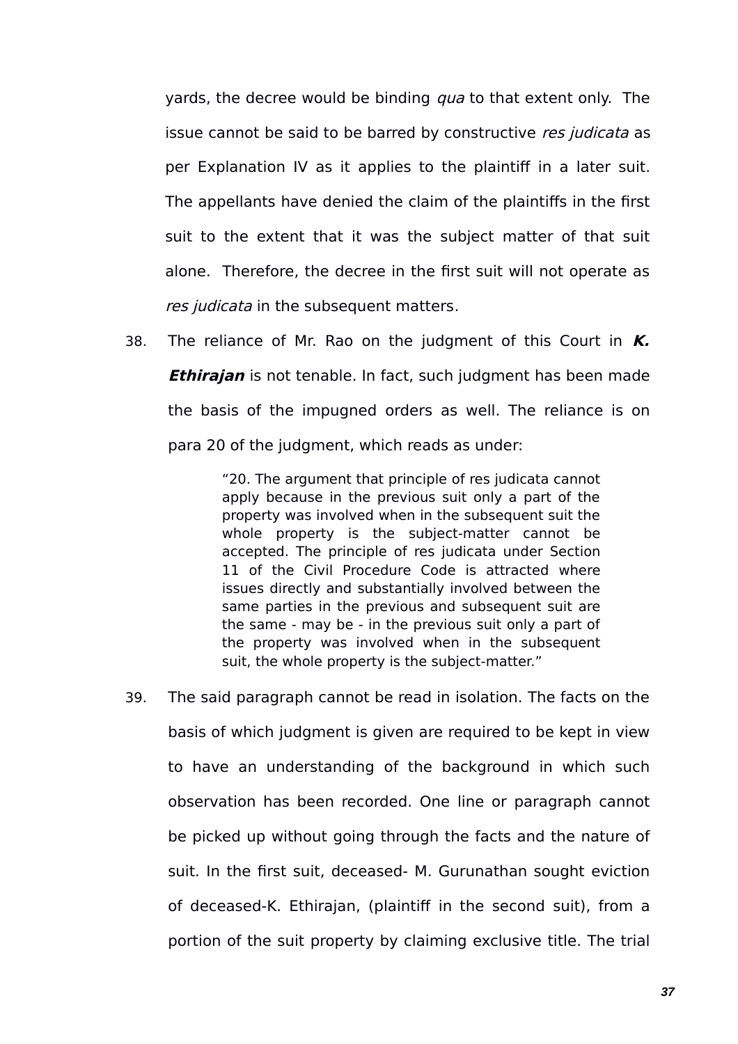yards, the decree would be binding *qua* to that extent only. The issue cannot be said to be barred by constructive *res judicata* as per Explanation IV as it applies to the plaintiff in a later suit. The appellants have denied the claim of the plaintiffs in the first suit to the extent that it was the subject matter of that suit alone. Therefore, the decree in the first suit will not operate as *res judicata* in the subsequent matters.

38. The reliance of Mr. Rao on the judgment of this Court in ***K. Ethirajan*** is not tenable. In fact, such judgment has been made the basis of the impugned orders as well. The reliance is on para 20 of the judgment, which reads as under:

> "20. The argument that principle of res judicata cannot apply because in the previous suit only a part of the property was involved when in the subsequent suit the whole property is the subject-matter cannot be accepted. The principle of res judicata under Section 11 of the Civil Procedure Code is attracted where issues directly and substantially involved between the same parties in the previous and subsequent suit are the same - may be - in the previous suit only a part of the property was involved when in the subsequent suit, the whole property is the subject-matter."

39. The said paragraph cannot be read in isolation. The facts on the basis of which judgment is given are required to be kept in view to have an understanding of the background in which such observation has been recorded. One line or paragraph cannot be picked up without going through the facts and the nature of suit. In the first suit, deceased- M. Gurunathan sought eviction of deceased-K. Ethirajan, (plaintiff in the second suit), from a portion of the suit property by claiming exclusive title. The trial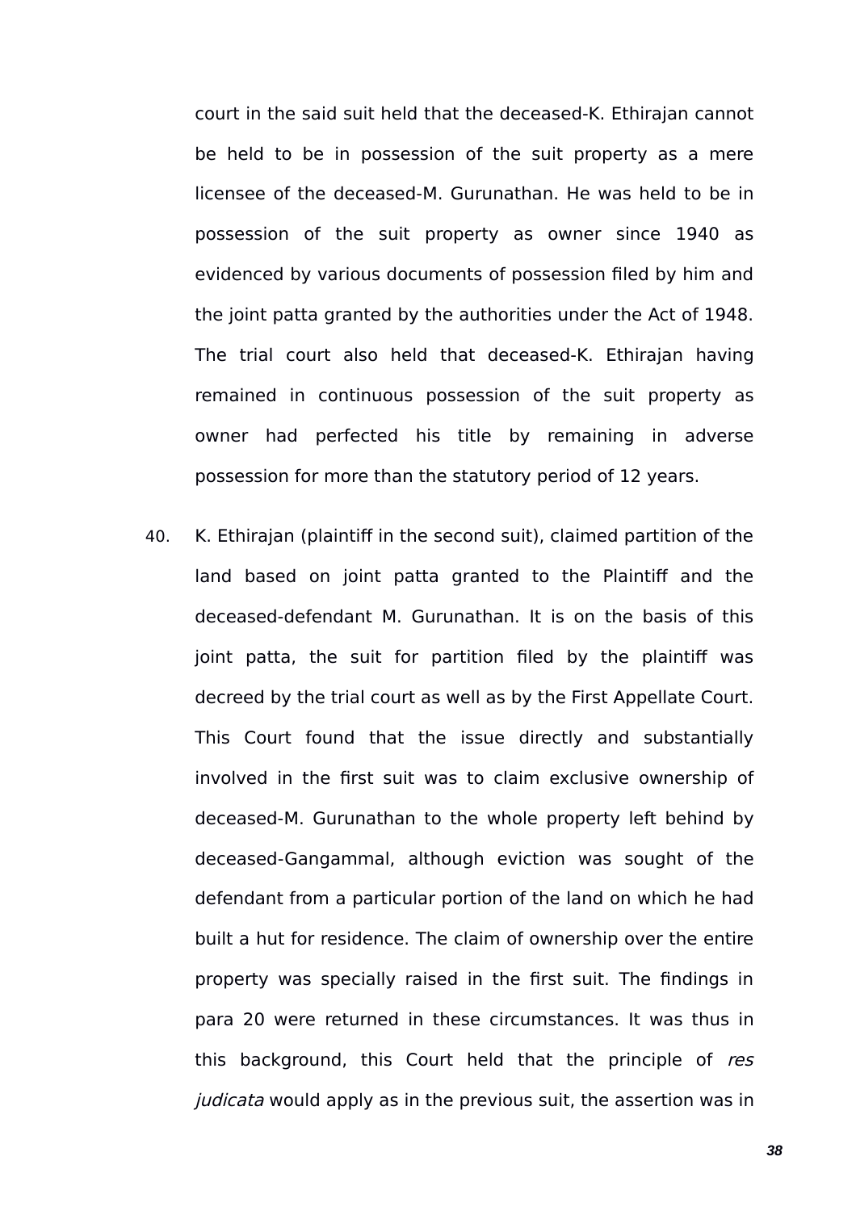court in the said suit held that the deceased-K. Ethirajan cannot be held to be in possession of the suit property as a mere licensee of the deceased-M. Gurunathan. He was held to be in possession of the suit property as owner since 1940 as evidenced by various documents of possession filed by him and the joint patta granted by the authorities under the Act of 1948. The trial court also held that deceased-K. Ethirajan having remained in continuous possession of the suit property as owner had perfected his title by remaining in adverse possession for more than the statutory period of 12 years.

40. K. Ethirajan (plaintiff in the second suit), claimed partition of the land based on joint patta granted to the Plaintiff and the deceased-defendant M. Gurunathan. It is on the basis of this joint patta, the suit for partition filed by the plaintiff was decreed by the trial court as well as by the First Appellate Court. This Court found that the issue directly and substantially involved in the first suit was to claim exclusive ownership of deceased-M. Gurunathan to the whole property left behind by deceased-Gangammal, although eviction was sought of the defendant from a particular portion of the land on which he had built a hut for residence. The claim of ownership over the entire property was specially raised in the first suit. The findings in para 20 were returned in these circumstances. It was thus in this background, this Court held that the principle of *res judicata* would apply as in the previous suit, the assertion was in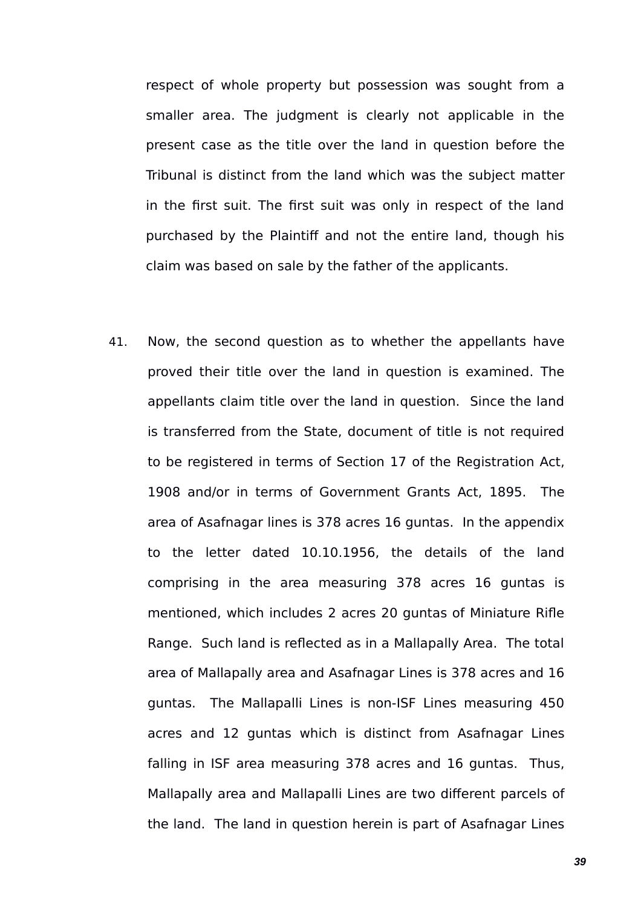respect of whole property but possession was sought from a smaller area. The judgment is clearly not applicable in the present case as the title over the land in question before the Tribunal is distinct from the land which was the subject matter in the first suit. The first suit was only in respect of the land purchased by the Plaintiff and not the entire land, though his claim was based on sale by the father of the applicants.

41. Now, the second question as to whether the appellants have proved their title over the land in question is examined. The appellants claim title over the land in question. Since the land is transferred from the State, document of title is not required to be registered in terms of Section 17 of the Registration Act, 1908 and/or in terms of Government Grants Act, 1895. The area of Asafnagar lines is 378 acres 16 guntas. In the appendix to the letter dated 10.10.1956, the details of the land comprising in the area measuring 378 acres 16 guntas is mentioned, which includes 2 acres 20 guntas of Miniature Rifle Range. Such land is reflected as in a Mallapally Area. The total area of Mallapally area and Asafnagar Lines is 378 acres and 16 guntas. The Mallapalli Lines is non-ISF Lines measuring 450 acres and 12 guntas which is distinct from Asafnagar Lines falling in ISF area measuring 378 acres and 16 guntas. Thus, Mallapally area and Mallapalli Lines are two different parcels of the land. The land in question herein is part of Asafnagar Lines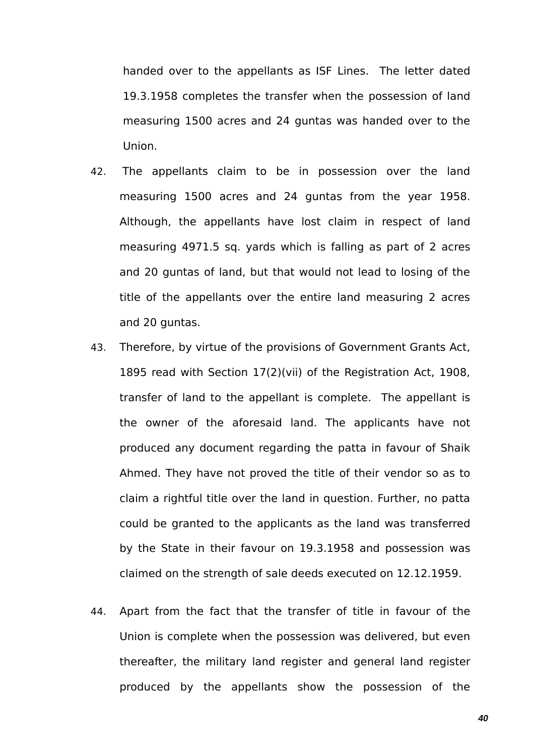handed over to the appellants as ISF Lines. The letter dated 19.3.1958 completes the transfer when the possession of land measuring 1500 acres and 24 guntas was handed over to the Union.

42. The appellants claim to be in possession over the land measuring 1500 acres and 24 guntas from the year 1958. Although, the appellants have lost claim in respect of land measuring 4971.5 sq. yards which is falling as part of 2 acres and 20 guntas of land, but that would not lead to losing of the title of the appellants over the entire land measuring 2 acres and 20 guntas.

43. Therefore, by virtue of the provisions of Government Grants Act, 1895 read with Section 17(2)(vii) of the Registration Act, 1908, transfer of land to the appellant is complete. The appellant is the owner of the aforesaid land. The applicants have not produced any document regarding the patta in favour of Shaik Ahmed. They have not proved the title of their vendor so as to claim a rightful title over the land in question. Further, no patta could be granted to the applicants as the land was transferred by the State in their favour on 19.3.1958 and possession was claimed on the strength of sale deeds executed on 12.12.1959.

44. Apart from the fact that the transfer of title in favour of the Union is complete when the possession was delivered, but even thereafter, the military land register and general land register produced by the appellants show the possession of the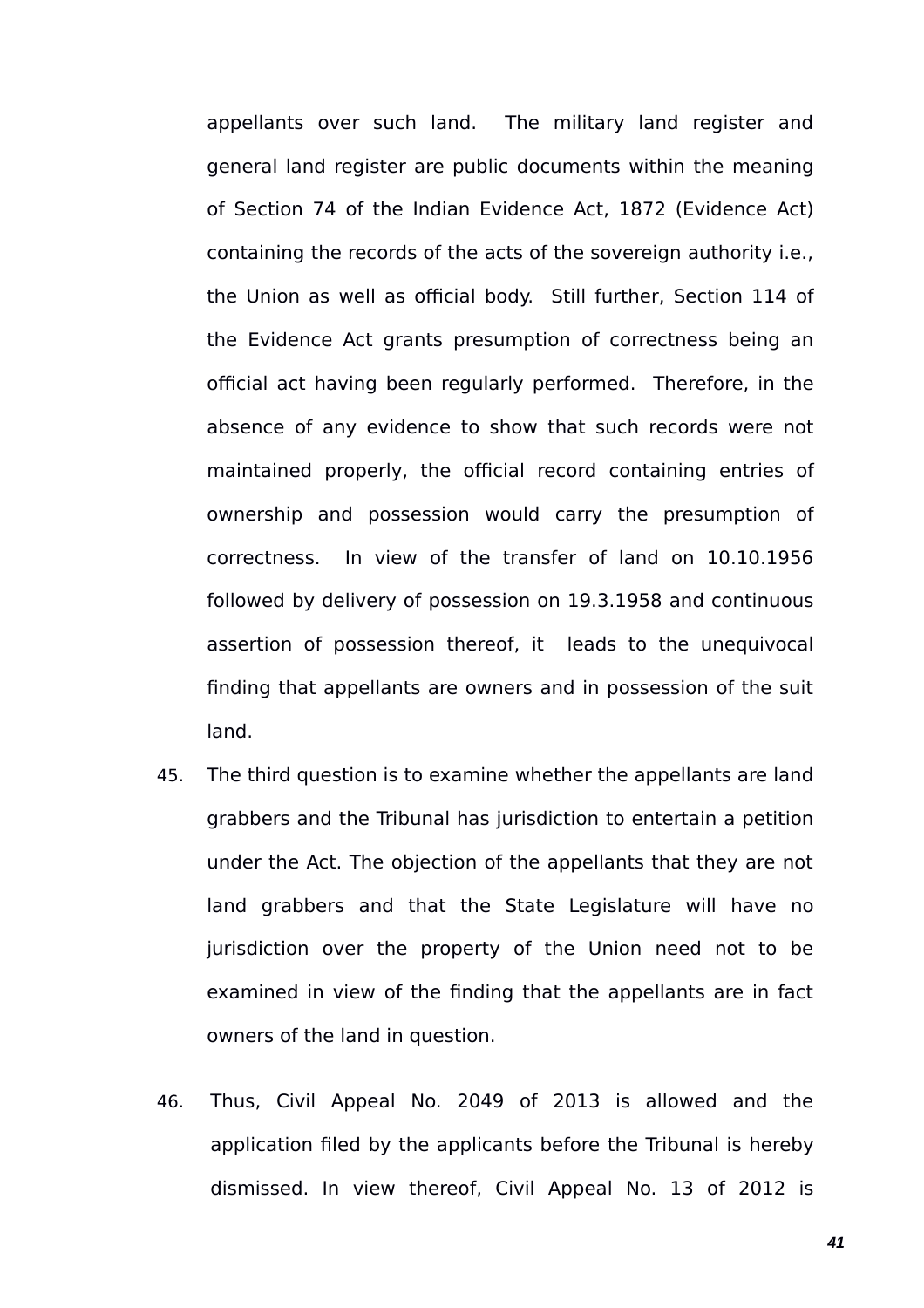appellants over such land. The military land register and general land register are public documents within the meaning of Section 74 of the Indian Evidence Act, 1872 (Evidence Act) containing the records of the acts of the sovereign authority i.e., the Union as well as official body. Still further, Section 114 of the Evidence Act grants presumption of correctness being an official act having been regularly performed. Therefore, in the absence of any evidence to show that such records were not maintained properly, the official record containing entries of ownership and possession would carry the presumption of correctness. In view of the transfer of land on 10.10.1956 followed by delivery of possession on 19.3.1958 and continuous assertion of possession thereof, it leads to the unequivocal finding that appellants are owners and in possession of the suit land.

45. The third question is to examine whether the appellants are land grabbers and the Tribunal has jurisdiction to entertain a petition under the Act. The objection of the appellants that they are not land grabbers and that the State Legislature will have no jurisdiction over the property of the Union need not to be examined in view of the finding that the appellants are in fact owners of the land in question.

46. Thus, Civil Appeal No. 2049 of 2013 is allowed and the application filed by the applicants before the Tribunal is hereby dismissed. In view thereof, Civil Appeal No. 13 of 2012 is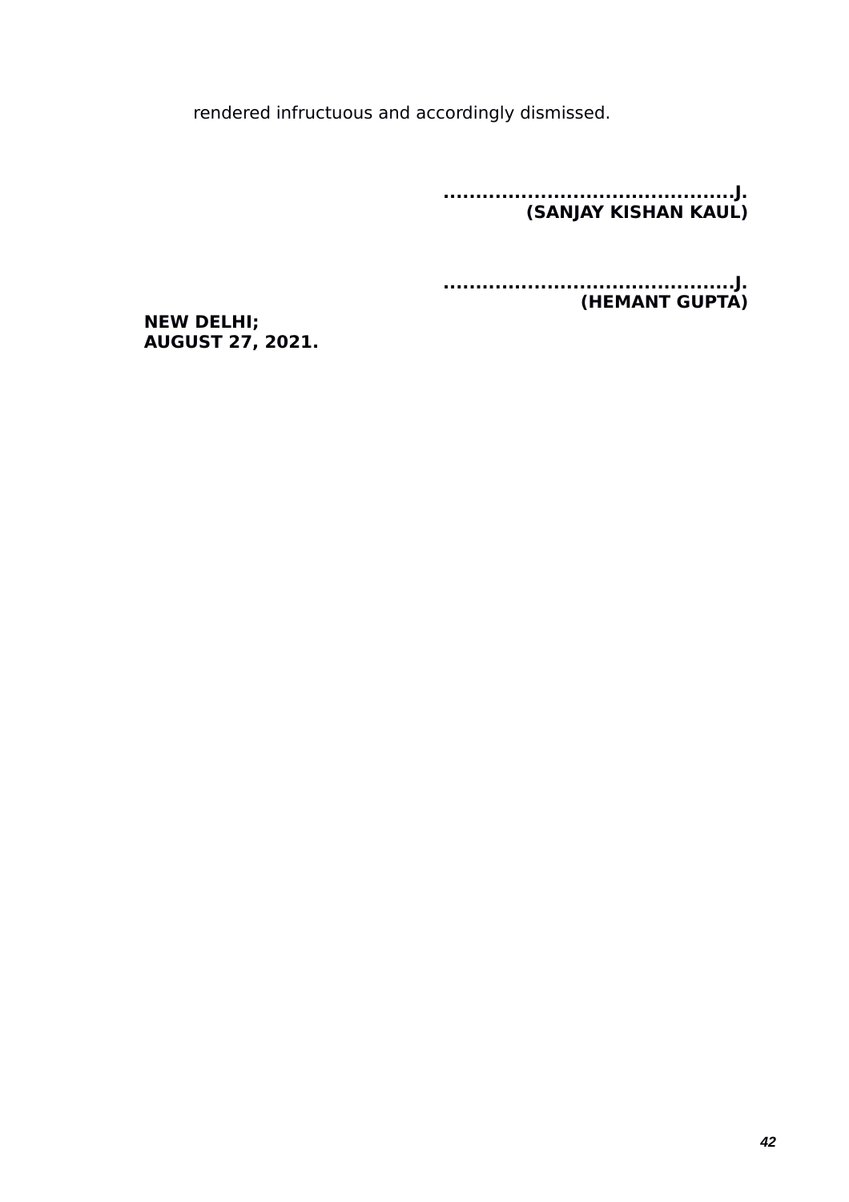rendered infructuous and accordingly dismissed.

**……………………………………..J.**
**(SANJAY KISHAN KAUL)**

**……………………………………..J.**
**(HEMANT GUPTA)**

**NEW DELHI;**
**AUGUST 27, 2021.**